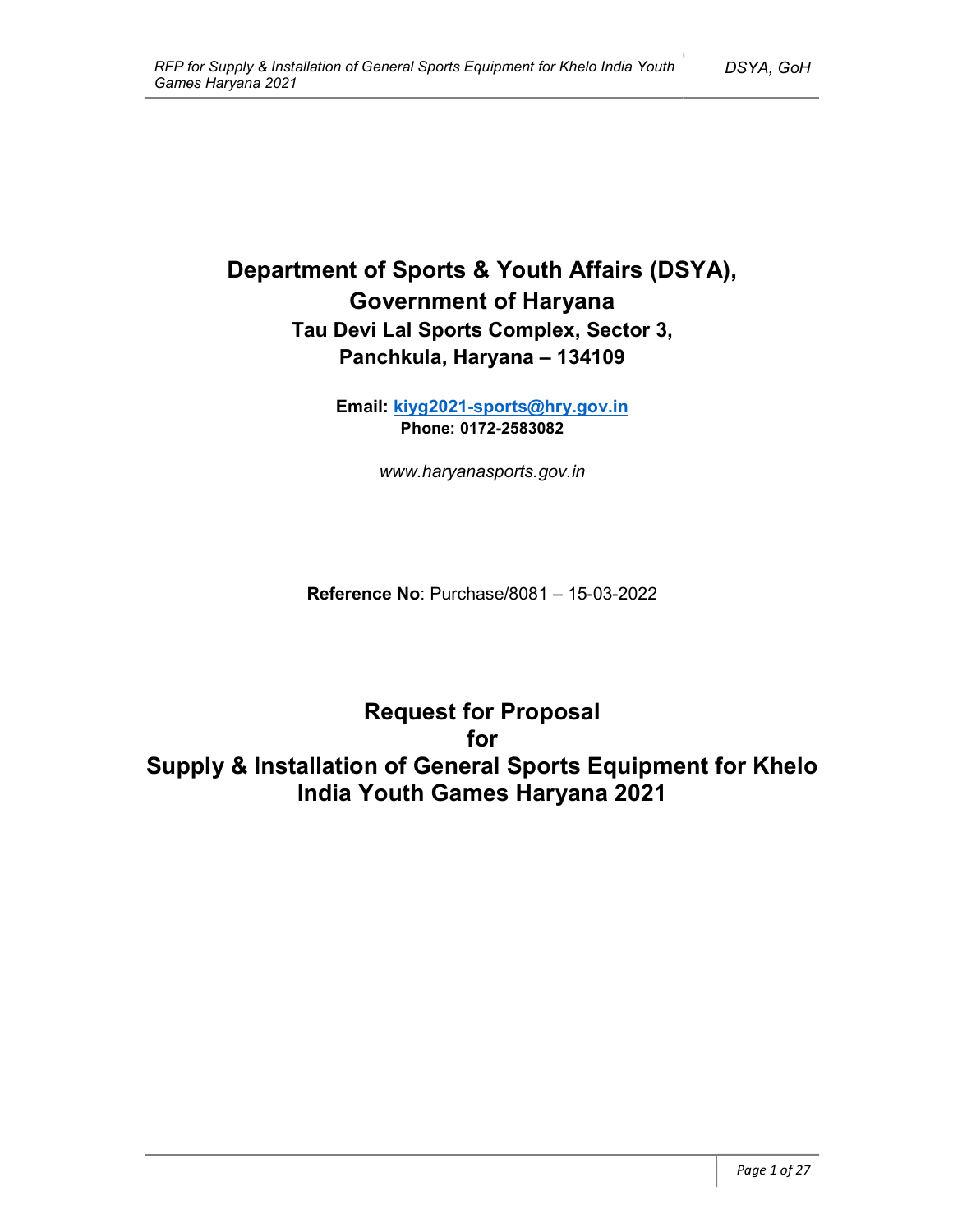# Department of Sports & Youth Affairs (DSYA), Government of Haryana

### Tau Devi Lal Sports Complex, Sector 3, Panchkula, Haryana – 134109

**Email: kiyg2021-sports@hry.gov.in**
**Phone: 0172-2583082**

*www.haryanasports.gov.in*

**Reference No**: Purchase/8081 – 15-03-2022

# Request for Proposal for Supply & Installation of General Sports Equipment for Khelo India Youth Games Haryana 2021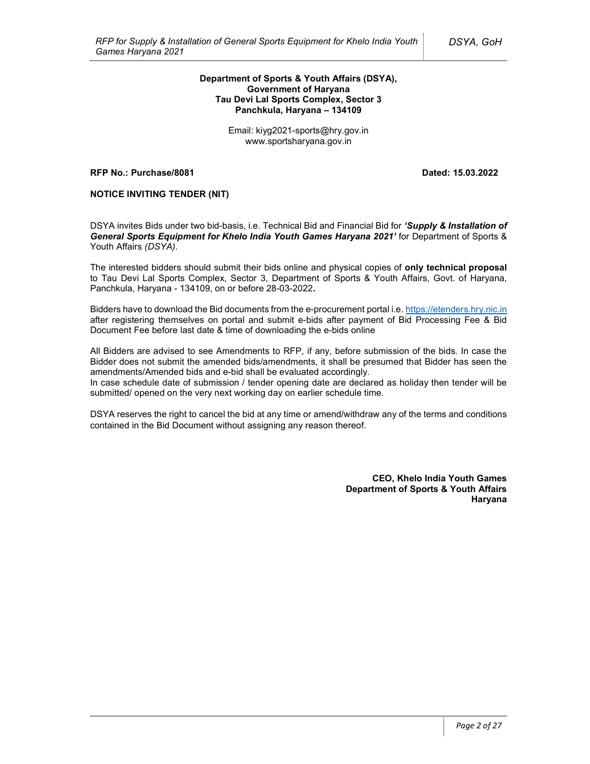**Department of Sports & Youth Affairs (DSYA),**
**Government of Haryana**
**Tau Devi Lal Sports Complex, Sector 3**
**Panchkula, Haryana – 134109**

Email: kiyg2021-sports@hry.gov.in
www.sportsharyana.gov.in

**RFP No.: Purchase/8081** **Dated: 15.03.2022**

**NOTICE INVITING TENDER (NIT)**

DSYA invites Bids under two bid-basis, i.e. Technical Bid and Financial Bid for ***'Supply & Installation of General Sports Equipment for Khelo India Youth Games Haryana 2021'*** for Department of Sports & Youth Affairs *(DSYA)*.

The interested bidders should submit their bids online and physical copies of **only technical proposal** to Tau Devi Lal Sports Complex, Sector 3, Department of Sports & Youth Affairs, Govt. of Haryana, Panchkula, Haryana - 134109, on or before 28-03-2022**.**

Bidders have to download the Bid documents from the e-procurement portal i.e. https://etenders.hry.nic.in after registering themselves on portal and submit e-bids after payment of Bid Processing Fee & Bid Document Fee before last date & time of downloading the e-bids online

All Bidders are advised to see Amendments to RFP, if any, before submission of the bids. In case the Bidder does not submit the amended bids/amendments, it shall be presumed that Bidder has seen the amendments/Amended bids and e-bid shall be evaluated accordingly.
In case schedule date of submission / tender opening date are declared as holiday then tender will be submitted/ opened on the very next working day on earlier schedule time.

DSYA reserves the right to cancel the bid at any time or amend/withdraw any of the terms and conditions contained in the Bid Document without assigning any reason thereof.

**CEO, Khelo India Youth Games**
**Department of Sports & Youth Affairs**
**Haryana**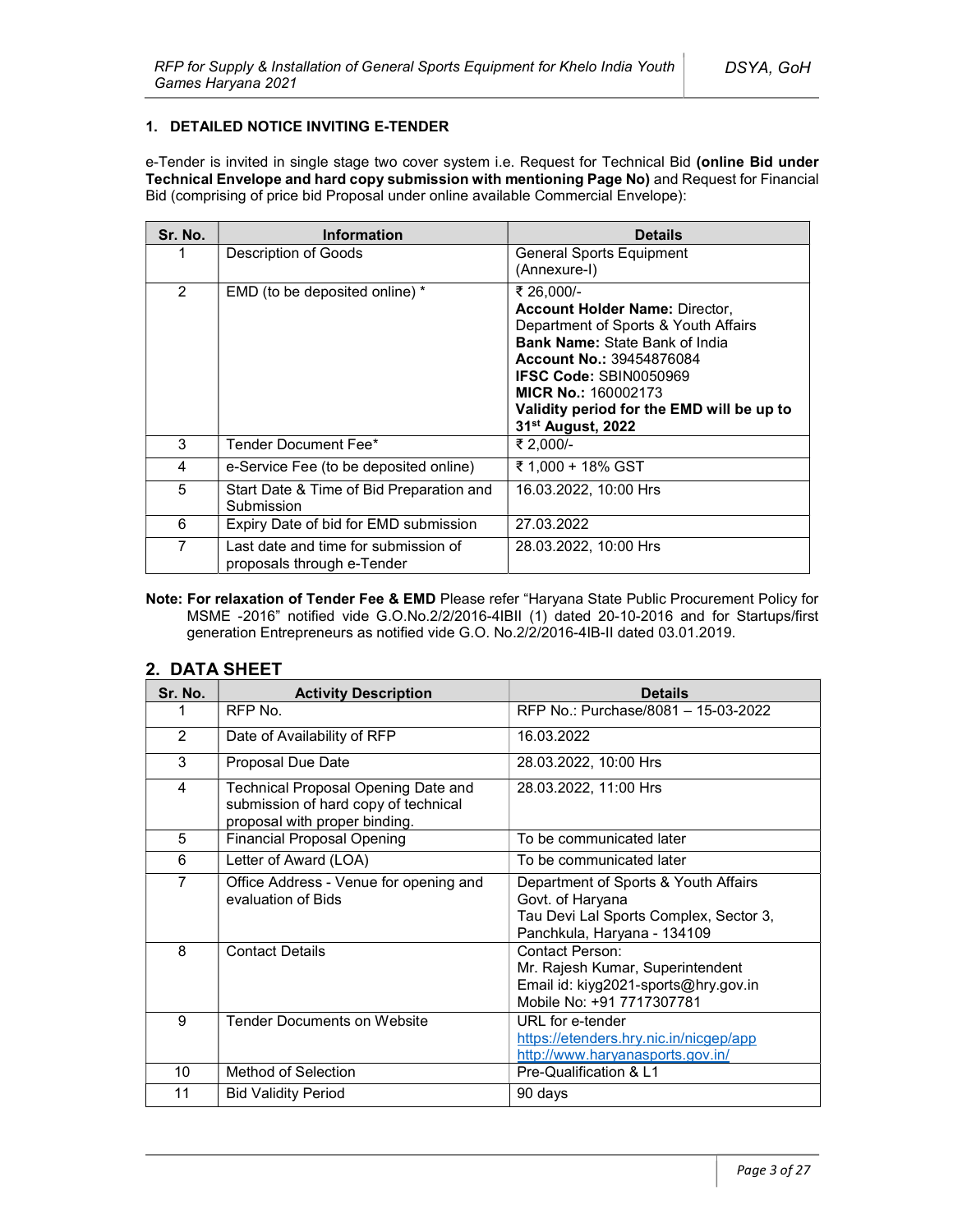## 1. DETAILED NOTICE INVITING E-TENDER

e-Tender is invited in single stage two cover system i.e. Request for Technical Bid **(online Bid under Technical Envelope and hard copy submission with mentioning Page No)** and Request for Financial Bid (comprising of price bid Proposal under online available Commercial Envelope):

| Sr. No. | Information | Details |
|---|---|---|
| 1 | Description of Goods | General Sports Equipment (Annexure-I) |
| 2 | EMD (to be deposited online) * | ₹ 26,000/-<br>**Account Holder Name:** Director, Department of Sports & Youth Affairs<br>**Bank Name:** State Bank of India<br>**Account No.:** 39454876084<br>**IFSC Code:** SBIN0050969<br>**MICR No.:** 160002173<br>**Validity period for the EMD will be up to 31st August, 2022** |
| 3 | Tender Document Fee* | ₹ 2,000/- |
| 4 | e-Service Fee (to be deposited online) | ₹ 1,000 + 18% GST |
| 5 | Start Date & Time of Bid Preparation and Submission | 16.03.2022, 10:00 Hrs |
| 6 | Expiry Date of bid for EMD submission | 27.03.2022 |
| 7 | Last date and time for submission of proposals through e-Tender | 28.03.2022, 10:00 Hrs |

**Note: For relaxation of Tender Fee & EMD** Please refer "Haryana State Public Procurement Policy for MSME -2016" notified vide G.O.No.2/2/2016-4IBII (1) dated 20-10-2016 and for Startups/first generation Entrepreneurs as notified vide G.O. No.2/2/2016-4IB-II dated 03.01.2019.

## 2. DATA SHEET

| Sr. No. | Activity Description | Details |
|---|---|---|
| 1 | RFP No. | RFP No.: Purchase/8081 – 15-03-2022 |
| 2 | Date of Availability of RFP | 16.03.2022 |
| 3 | Proposal Due Date | 28.03.2022, 10:00 Hrs |
| 4 | Technical Proposal Opening Date and submission of hard copy of technical proposal with proper binding. | 28.03.2022, 11:00 Hrs |
| 5 | Financial Proposal Opening | To be communicated later |
| 6 | Letter of Award (LOA) | To be communicated later |
| 7 | Office Address - Venue for opening and evaluation of Bids | Department of Sports & Youth Affairs Govt. of Haryana<br>Tau Devi Lal Sports Complex, Sector 3, Panchkula, Haryana - 134109 |
| 8 | Contact Details | Contact Person:<br>Mr. Rajesh Kumar, Superintendent<br>Email id: kiyg2021-sports@hry.gov.in<br>Mobile No: +91 7717307781 |
| 9 | Tender Documents on Website | URL for e-tender<br>https://etenders.hry.nic.in/nicgep/app<br>http://www.haryanasports.gov.in/ |
| 10 | Method of Selection | Pre-Qualification & L1 |
| 11 | Bid Validity Period | 90 days |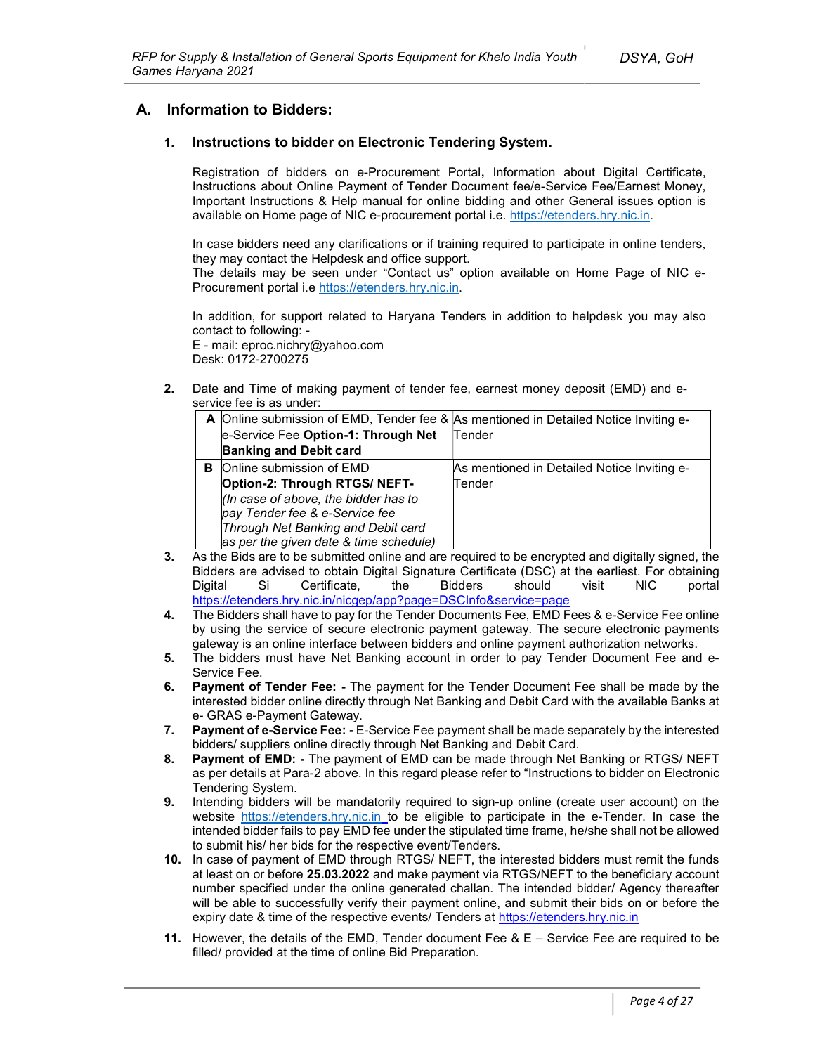## A. Information to Bidders:

### 1. Instructions to bidder on Electronic Tendering System.

Registration of bidders on e-Procurement Portal**,** Information about Digital Certificate, Instructions about Online Payment of Tender Document fee/e-Service Fee/Earnest Money, Important Instructions & Help manual for online bidding and other General issues option is available on Home page of NIC e-procurement portal i.e. https://etenders.hry.nic.in.

In case bidders need any clarifications or if training required to participate in online tenders, they may contact the Helpdesk and office support.
The details may be seen under "Contact us" option available on Home Page of NIC e-Procurement portal i.e https://etenders.hry.nic.in.

In addition, for support related to Haryana Tenders in addition to helpdesk you may also contact to following: -
E - mail: eproc.nichry@yahoo.com
Desk: 0172-2700275

**2.** Date and Time of making payment of tender fee, earnest money deposit (EMD) and e-service fee is as under:

| | | |
|---|---|---|
| **A** | Online submission of EMD, Tender fee & e-Service Fee **Option-1: Through Net Banking and Debit card** | As mentioned in Detailed Notice Inviting e-Tender |
| **B** | Online submission of EMD **Option-2: Through RTGS/ NEFT-** *(In case of above, the bidder has to pay Tender fee & e-Service fee Through Net Banking and Debit card as per the given date & time schedule)* | As mentioned in Detailed Notice Inviting e-Tender |

**3.** As the Bids are to be submitted online and are required to be encrypted and digitally signed, the Bidders are advised to obtain Digital Signature Certificate (DSC) at the earliest. For obtaining Digital Si Certificate, the Bidders should visit NIC portal https://etenders.hry.nic.in/nicgep/app?page=DSCInfo&service=page

**4.** The Bidders shall have to pay for the Tender Documents Fee, EMD Fees & e-Service Fee online by using the service of secure electronic payment gateway. The secure electronic payments gateway is an online interface between bidders and online payment authorization networks.

**5.** The bidders must have Net Banking account in order to pay Tender Document Fee and e-Service Fee.

**6.** **Payment of Tender Fee: -** The payment for the Tender Document Fee shall be made by the interested bidder online directly through Net Banking and Debit Card with the available Banks at e- GRAS e-Payment Gateway.

**7.** **Payment of e-Service Fee: -** E-Service Fee payment shall be made separately by the interested bidders/ suppliers online directly through Net Banking and Debit Card.

**8.** **Payment of EMD: -** The payment of EMD can be made through Net Banking or RTGS/ NEFT as per details at Para-2 above. In this regard please refer to "Instructions to bidder on Electronic Tendering System.

**9.** Intending bidders will be mandatorily required to sign-up online (create user account) on the website https://etenders.hry.nic.in to be eligible to participate in the e-Tender. In case the intended bidder fails to pay EMD fee under the stipulated time frame, he/she shall not be allowed to submit his/ her bids for the respective event/Tenders.

**10.** In case of payment of EMD through RTGS/ NEFT, the interested bidders must remit the funds at least on or before **25.03.2022** and make payment via RTGS/NEFT to the beneficiary account number specified under the online generated challan. The intended bidder/ Agency thereafter will be able to successfully verify their payment online, and submit their bids on or before the expiry date & time of the respective events/ Tenders at https://etenders.hry.nic.in

**11.** However, the details of the EMD, Tender document Fee & E – Service Fee are required to be filled/ provided at the time of online Bid Preparation.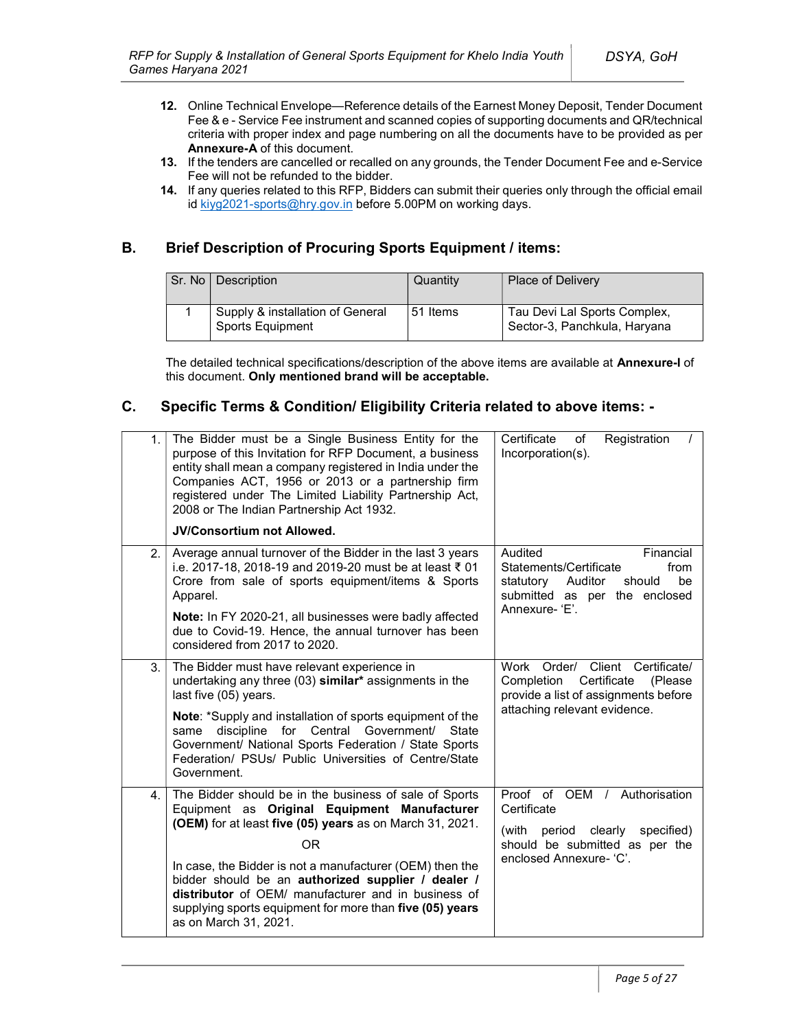12. Online Technical Envelope—Reference details of the Earnest Money Deposit, Tender Document Fee & e - Service Fee instrument and scanned copies of supporting documents and QR/technical criteria with proper index and page numbering on all the documents have to be provided as per **Annexure-A** of this document.
13. If the tenders are cancelled or recalled on any grounds, the Tender Document Fee and e-Service Fee will not be refunded to the bidder.
14. If any queries related to this RFP, Bidders can submit their queries only through the official email id kiyg2021-sports@hry.gov.in before 5.00PM on working days.

## B. Brief Description of Procuring Sports Equipment / items:

| Sr. No | Description | Quantity | Place of Delivery |
|---|---|---|---|
| 1 | Supply & installation of General Sports Equipment | 51 Items | Tau Devi Lal Sports Complex, Sector-3, Panchkula, Haryana |

The detailed technical specifications/description of the above items are available at **Annexure-I** of this document. **Only mentioned brand will be acceptable.**

## C. Specific Terms & Condition/ Eligibility Criteria related to above items: -

| | | |
|---|---|---|
| 1. | The Bidder must be a Single Business Entity for the purpose of this Invitation for RFP Document, a business entity shall mean a company registered in India under the Companies ACT, 1956 or 2013 or a partnership firm registered under The Limited Liability Partnership Act, 2008 or The Indian Partnership Act 1932.<br><br>**JV/Consortium not Allowed.** | Certificate of Registration / Incorporation(s). |
| 2. | Average annual turnover of the Bidder in the last 3 years i.e. 2017-18, 2018-19 and 2019-20 must be at least ₹ 01 Crore from sale of sports equipment/items & Sports Apparel.<br><br>**Note:** In FY 2020-21, all businesses were badly affected due to Covid-19. Hence, the annual turnover has been considered from 2017 to 2020. | Audited Financial Statements/Certificate from statutory Auditor should be submitted as per the enclosed Annexure- 'E'. |
| 3. | The Bidder must have relevant experience in undertaking any three (03) **similar*** assignments in the last five (05) years.<br><br>**Note**: *Supply and installation of sports equipment of the same discipline for Central Government/ State Government/ National Sports Federation / State Sports Federation/ PSUs/ Public Universities of Centre/State Government. | Work Order/ Client Certificate/ Completion Certificate (Please provide a list of assignments before attaching relevant evidence. |
| 4. | The Bidder should be in the business of sale of Sports Equipment as **Original Equipment Manufacturer (OEM)** for at least **five (05) years** as on March 31, 2021.<br><br>OR<br><br>In case, the Bidder is not a manufacturer (OEM) then the bidder should be an **authorized supplier / dealer / distributor** of OEM/ manufacturer and in business of supplying sports equipment for more than **five (05) years** as on March 31, 2021. | Proof of OEM / Authorisation Certificate<br><br>(with period clearly specified) should be submitted as per the enclosed Annexure- 'C'. |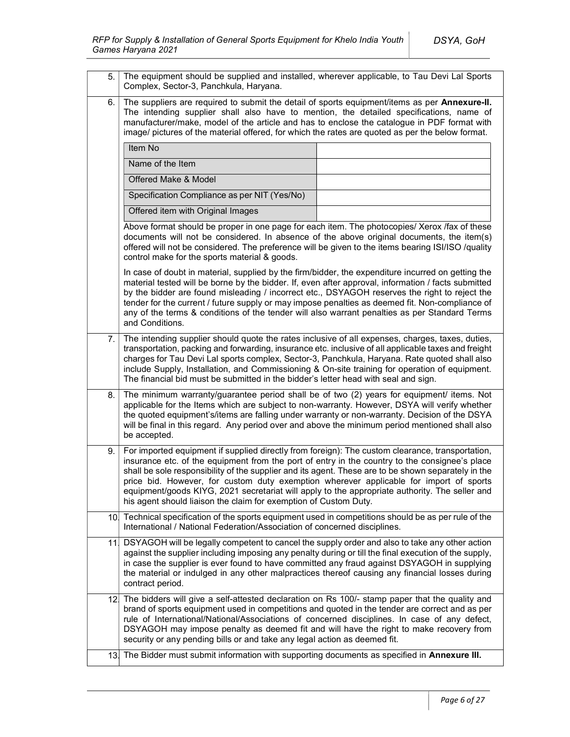| | |
|---|---|
| 5. | The equipment should be supplied and installed, wherever applicable, to Tau Devi Lal Sports Complex, Sector-3, Panchkula, Haryana. |
| 6. | The suppliers are required to submit the detail of sports equipment/items as per **Annexure-II.** The intending supplier shall also have to mention, the detailed specifications, name of manufacturer/make, model of the article and has to enclose the catalogue in PDF format with image/ pictures of the material offered, for which the rates are quoted as per the below format.<br><br>Item No: ____<br>Name of the Item: ____<br>Offered Make & Model: ____<br>Specification Compliance as per NIT (Yes/No): ____<br>Offered item with Original Images: ____<br><br>Above format should be proper in one page for each item. The photocopies/ Xerox /fax of these documents will not be considered. In absence of the above original documents, the item(s) offered will not be considered. The preference will be given to the items bearing ISI/ISO /quality control make for the sports material & goods.<br><br>In case of doubt in material, supplied by the firm/bidder, the expenditure incurred on getting the material tested will be borne by the bidder. If, even after approval, information / facts submitted by the bidder are found misleading / incorrect etc., DSYAGOH reserves the right to reject the tender for the current / future supply or may impose penalties as deemed fit. Non-compliance of any of the terms & conditions of the tender will also warrant penalties as per Standard Terms and Conditions. |
| 7. | The intending supplier should quote the rates inclusive of all expenses, charges, taxes, duties, transportation, packing and forwarding, insurance etc. inclusive of all applicable taxes and freight charges for Tau Devi Lal sports complex, Sector-3, Panchkula, Haryana. Rate quoted shall also include Supply, Installation, and Commissioning & On-site training for operation of equipment. The financial bid must be submitted in the bidder's letter head with seal and sign. |
| 8. | The minimum warranty/guarantee period shall be of two (2) years for equipment/ items. Not applicable for the Items which are subject to non-warranty. However, DSYA will verify whether the quoted equipment's/items are falling under warranty or non-warranty. Decision of the DSYA will be final in this regard. Any period over and above the minimum period mentioned shall also be accepted. |
| 9. | For imported equipment if supplied directly from foreign): The custom clearance, transportation, insurance etc. of the equipment from the port of entry in the country to the consignee's place shall be sole responsibility of the supplier and its agent. These are to be shown separately in the price bid. However, for custom duty exemption wherever applicable for import of sports equipment/goods KIYG, 2021 secretariat will apply to the appropriate authority. The seller and his agent should liaison the claim for exemption of Custom Duty. |
| 10. | Technical specification of the sports equipment used in competitions should be as per rule of the International / National Federation/Association of concerned disciplines. |
| 11. | DSYAGOH will be legally competent to cancel the supply order and also to take any other action against the supplier including imposing any penalty during or till the final execution of the supply, in case the supplier is ever found to have committed any fraud against DSYAGOH in supplying the material or indulged in any other malpractices thereof causing any financial losses during contract period. |
| 12. | The bidders will give a self-attested declaration on Rs 100/- stamp paper that the quality and brand of sports equipment used in competitions and quoted in the tender are correct and as per rule of International/National/Associations of concerned disciplines. In case of any defect, DSYAGOH may impose penalty as deemed fit and will have the right to make recovery from security or any pending bills or and take any legal action as deemed fit. |
| 13. | The Bidder must submit information with supporting documents as specified in **Annexure III.** |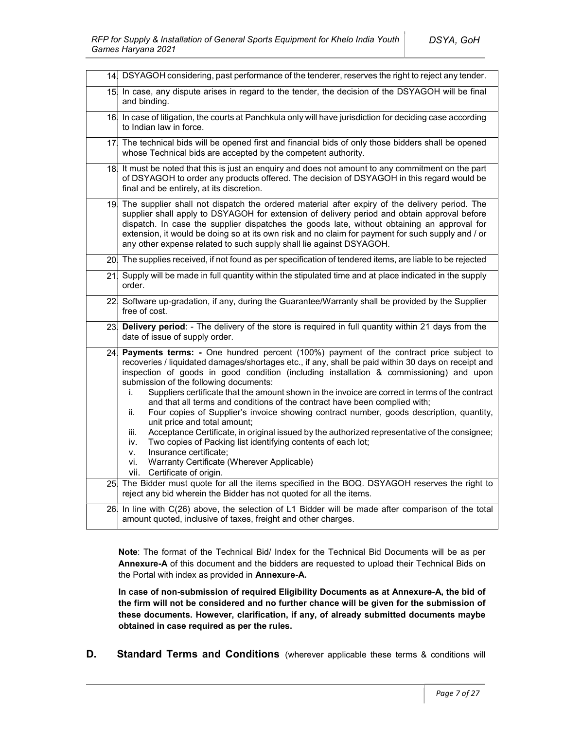| | |
|---|---|
| 14. | DSYAGOH considering, past performance of the tenderer, reserves the right to reject any tender. |
| 15. | In case, any dispute arises in regard to the tender, the decision of the DSYAGOH will be final and binding. |
| 16. | In case of litigation, the courts at Panchkula only will have jurisdiction for deciding case according to Indian law in force. |
| 17. | The technical bids will be opened first and financial bids of only those bidders shall be opened whose Technical bids are accepted by the competent authority. |
| 18. | It must be noted that this is just an enquiry and does not amount to any commitment on the part of DSYAGOH to order any products offered. The decision of DSYAGOH in this regard would be final and be entirely, at its discretion. |
| 19. | The supplier shall not dispatch the ordered material after expiry of the delivery period. The supplier shall apply to DSYAGOH for extension of delivery period and obtain approval before dispatch. In case the supplier dispatches the goods late, without obtaining an approval for extension, it would be doing so at its own risk and no claim for payment for such supply and / or any other expense related to such supply shall lie against DSYAGOH. |
| 20. | The supplies received, if not found as per specification of tendered items, are liable to be rejected |
| 21. | Supply will be made in full quantity within the stipulated time and at place indicated in the supply order. |
| 22. | Software up-gradation, if any, during the Guarantee/Warranty shall be provided by the Supplier free of cost. |
| 23. | **Delivery period**: - The delivery of the store is required in full quantity within 21 days from the date of issue of supply order. |
| 24. | **Payments terms: -** One hundred percent (100%) payment of the contract price subject to recoveries / liquidated damages/shortages etc., if any, shall be paid within 30 days on receipt and inspection of goods in good condition (including installation & commissioning) and upon submission of the following documents:<br>i. Suppliers certificate that the amount shown in the invoice are correct in terms of the contract and that all terms and conditions of the contract have been complied with;<br>ii. Four copies of Supplier's invoice showing contract number, goods description, quantity, unit price and total amount;<br>iii. Acceptance Certificate, in original issued by the authorized representative of the consignee;<br>iv. Two copies of Packing list identifying contents of each lot;<br>v. Insurance certificate;<br>vi. Warranty Certificate (Wherever Applicable)<br>vii. Certificate of origin. |
| 25. | The Bidder must quote for all the items specified in the BOQ. DSYAGOH reserves the right to reject any bid wherein the Bidder has not quoted for all the items. |
| 26. | In line with C(26) above, the selection of L1 Bidder will be made after comparison of the total amount quoted, inclusive of taxes, freight and other charges. |

**Note**: The format of the Technical Bid/ Index for the Technical Bid Documents will be as per **Annexure-A** of this document and the bidders are requested to upload their Technical Bids on the Portal with index as provided in **Annexure-A.**

**In case of non-submission of required Eligibility Documents as at Annexure-A, the bid of the firm will not be considered and no further chance will be given for the submission of these documents. However, clarification, if any, of already submitted documents maybe obtained in case required as per the rules.**

## D. Standard Terms and Conditions (wherever applicable these terms & conditions will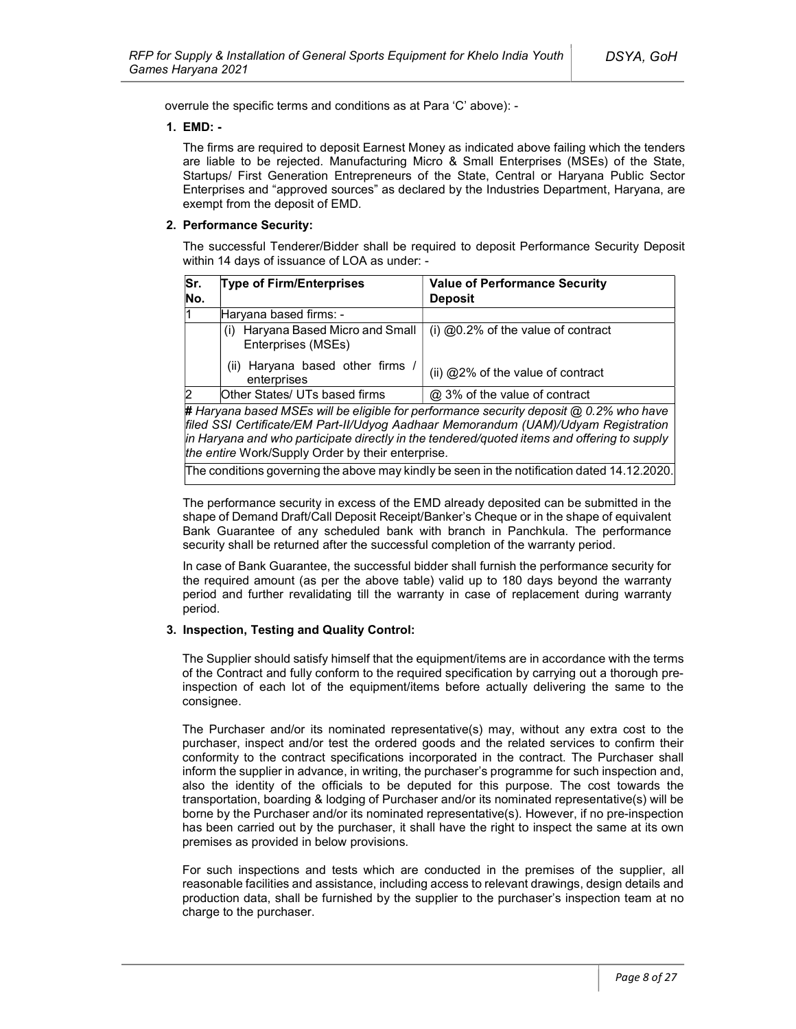overrule the specific terms and conditions as at Para 'C' above): -

**1. EMD: -**

The firms are required to deposit Earnest Money as indicated above failing which the tenders are liable to be rejected. Manufacturing Micro & Small Enterprises (MSEs) of the State, Startups/ First Generation Entrepreneurs of the State, Central or Haryana Public Sector Enterprises and "approved sources" as declared by the Industries Department, Haryana, are exempt from the deposit of EMD.

**2. Performance Security:**

The successful Tenderer/Bidder shall be required to deposit Performance Security Deposit within 14 days of issuance of LOA as under: -

| Sr. No. | Type of Firm/Enterprises | Value of Performance Security Deposit |
|---|---|---|
| 1 | Haryana based firms: - | |
| | (i) Haryana Based Micro and Small Enterprises (MSEs) | (i) @0.2% of the value of contract |
| | (ii) Haryana based other firms / enterprises | (ii) @2% of the value of contract |
| 2 | Other States/ UTs based firms | @ 3% of the value of contract |
| ***#** Haryana based MSEs will be eligible for performance security deposit @ 0.2% who have filed SSI Certificate/EM Part-II/Udyog Aadhaar Memorandum (UAM)/Udyam Registration in Haryana and who participate directly in the tendered/quoted items and offering to supply the entire* Work/Supply Order by their enterprise. | | |
| The conditions governing the above may kindly be seen in the notification dated 14.12.2020. | | |

The performance security in excess of the EMD already deposited can be submitted in the shape of Demand Draft/Call Deposit Receipt/Banker's Cheque or in the shape of equivalent Bank Guarantee of any scheduled bank with branch in Panchkula. The performance security shall be returned after the successful completion of the warranty period.

In case of Bank Guarantee, the successful bidder shall furnish the performance security for the required amount (as per the above table) valid up to 180 days beyond the warranty period and further revalidating till the warranty in case of replacement during warranty period.

**3. Inspection, Testing and Quality Control:**

The Supplier should satisfy himself that the equipment/items are in accordance with the terms of the Contract and fully conform to the required specification by carrying out a thorough pre-inspection of each lot of the equipment/items before actually delivering the same to the consignee.

The Purchaser and/or its nominated representative(s) may, without any extra cost to the purchaser, inspect and/or test the ordered goods and the related services to confirm their conformity to the contract specifications incorporated in the contract. The Purchaser shall inform the supplier in advance, in writing, the purchaser's programme for such inspection and, also the identity of the officials to be deputed for this purpose. The cost towards the transportation, boarding & lodging of Purchaser and/or its nominated representative(s) will be borne by the Purchaser and/or its nominated representative(s). However, if no pre-inspection has been carried out by the purchaser, it shall have the right to inspect the same at its own premises as provided in below provisions.

For such inspections and tests which are conducted in the premises of the supplier, all reasonable facilities and assistance, including access to relevant drawings, design details and production data, shall be furnished by the supplier to the purchaser's inspection team at no charge to the purchaser.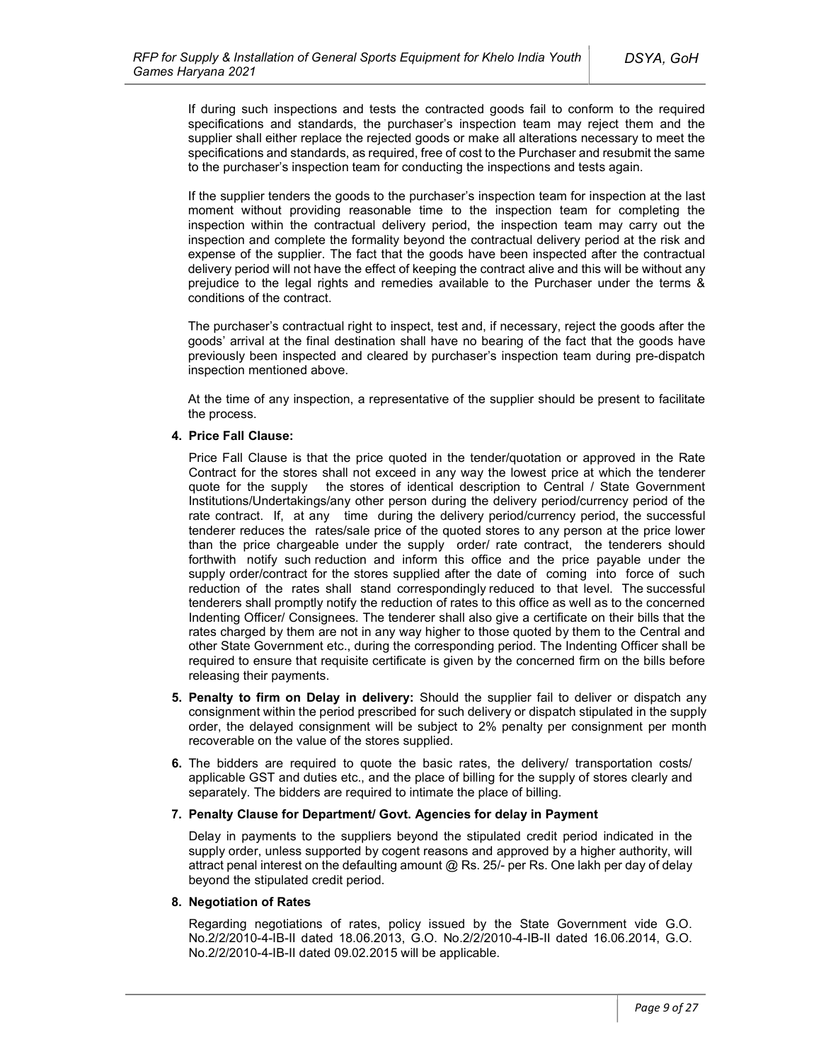If during such inspections and tests the contracted goods fail to conform to the required specifications and standards, the purchaser's inspection team may reject them and the supplier shall either replace the rejected goods or make all alterations necessary to meet the specifications and standards, as required, free of cost to the Purchaser and resubmit the same to the purchaser's inspection team for conducting the inspections and tests again.

If the supplier tenders the goods to the purchaser's inspection team for inspection at the last moment without providing reasonable time to the inspection team for completing the inspection within the contractual delivery period, the inspection team may carry out the inspection and complete the formality beyond the contractual delivery period at the risk and expense of the supplier. The fact that the goods have been inspected after the contractual delivery period will not have the effect of keeping the contract alive and this will be without any prejudice to the legal rights and remedies available to the Purchaser under the terms & conditions of the contract.

The purchaser's contractual right to inspect, test and, if necessary, reject the goods after the goods' arrival at the final destination shall have no bearing of the fact that the goods have previously been inspected and cleared by purchaser's inspection team during pre-dispatch inspection mentioned above.

At the time of any inspection, a representative of the supplier should be present to facilitate the process.

4. **Price Fall Clause:**

   Price Fall Clause is that the price quoted in the tender/quotation or approved in the Rate Contract for the stores shall not exceed in any way the lowest price at which the tenderer quote for the supply the stores of identical description to Central / State Government Institutions/Undertakings/any other person during the delivery period/currency period of the rate contract. If, at any time during the delivery period/currency period, the successful tenderer reduces the rates/sale price of the quoted stores to any person at the price lower than the price chargeable under the supply order/ rate contract, the tenderers should forthwith notify such reduction and inform this office and the price payable under the supply order/contract for the stores supplied after the date of coming into force of such reduction of the rates shall stand correspondingly reduced to that level. The successful tenderers shall promptly notify the reduction of rates to this office as well as to the concerned Indenting Officer/ Consignees. The tenderer shall also give a certificate on their bills that the rates charged by them are not in any way higher to those quoted by them to the Central and other State Government etc., during the corresponding period. The Indenting Officer shall be required to ensure that requisite certificate is given by the concerned firm on the bills before releasing their payments.

5. **Penalty to firm on Delay in delivery:** Should the supplier fail to deliver or dispatch any consignment within the period prescribed for such delivery or dispatch stipulated in the supply order, the delayed consignment will be subject to 2% penalty per consignment per month recoverable on the value of the stores supplied.

6. The bidders are required to quote the basic rates, the delivery/ transportation costs/ applicable GST and duties etc., and the place of billing for the supply of stores clearly and separately. The bidders are required to intimate the place of billing.

7. **Penalty Clause for Department/ Govt. Agencies for delay in Payment**

   Delay in payments to the suppliers beyond the stipulated credit period indicated in the supply order, unless supported by cogent reasons and approved by a higher authority, will attract penal interest on the defaulting amount @ Rs. 25/- per Rs. One lakh per day of delay beyond the stipulated credit period.

8. **Negotiation of Rates**

   Regarding negotiations of rates, policy issued by the State Government vide G.O. No.2/2/2010-4-IB-II dated 18.06.2013, G.O. No.2/2/2010-4-IB-II dated 16.06.2014, G.O. No.2/2/2010-4-IB-II dated 09.02.2015 will be applicable.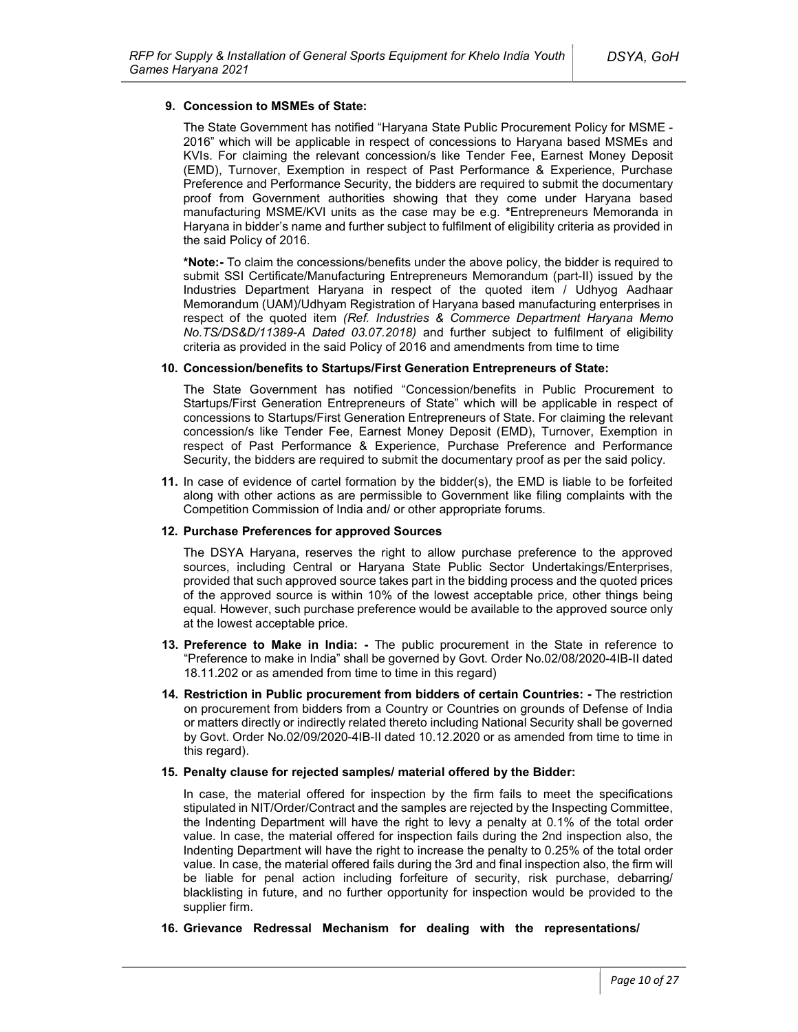**9. Concession to MSMEs of State:**

The State Government has notified "Haryana State Public Procurement Policy for MSME - 2016" which will be applicable in respect of concessions to Haryana based MSMEs and KVIs. For claiming the relevant concession/s like Tender Fee, Earnest Money Deposit (EMD), Turnover, Exemption in respect of Past Performance & Experience, Purchase Preference and Performance Security, the bidders are required to submit the documentary proof from Government authorities showing that they come under Haryana based manufacturing MSME/KVI units as the case may be e.g. **\***Entrepreneurs Memoranda in Haryana in bidder's name and further subject to fulfilment of eligibility criteria as provided in the said Policy of 2016.

**\*Note:-** To claim the concessions/benefits under the above policy, the bidder is required to submit SSI Certificate/Manufacturing Entrepreneurs Memorandum (part-II) issued by the Industries Department Haryana in respect of the quoted item / Udhyog Aadhaar Memorandum (UAM)/Udhyam Registration of Haryana based manufacturing enterprises in respect of the quoted item *(Ref. Industries & Commerce Department Haryana Memo No.TS/DS&D/11389-A Dated 03.07.2018)* and further subject to fulfilment of eligibility criteria as provided in the said Policy of 2016 and amendments from time to time

**10. Concession/benefits to Startups/First Generation Entrepreneurs of State:**

The State Government has notified "Concession/benefits in Public Procurement to Startups/First Generation Entrepreneurs of State" which will be applicable in respect of concessions to Startups/First Generation Entrepreneurs of State. For claiming the relevant concession/s like Tender Fee, Earnest Money Deposit (EMD), Turnover, Exemption in respect of Past Performance & Experience, Purchase Preference and Performance Security, the bidders are required to submit the documentary proof as per the said policy.

**11.** In case of evidence of cartel formation by the bidder(s), the EMD is liable to be forfeited along with other actions as are permissible to Government like filing complaints with the Competition Commission of India and/ or other appropriate forums.

**12. Purchase Preferences for approved Sources**

The DSYA Haryana, reserves the right to allow purchase preference to the approved sources, including Central or Haryana State Public Sector Undertakings/Enterprises, provided that such approved source takes part in the bidding process and the quoted prices of the approved source is within 10% of the lowest acceptable price, other things being equal. However, such purchase preference would be available to the approved source only at the lowest acceptable price.

**13. Preference to Make in India: -** The public procurement in the State in reference to "Preference to make in India" shall be governed by Govt. Order No.02/08/2020-4IB-II dated 18.11.202 or as amended from time to time in this regard)

**14. Restriction in Public procurement from bidders of certain Countries: -** The restriction on procurement from bidders from a Country or Countries on grounds of Defense of India or matters directly or indirectly related thereto including National Security shall be governed by Govt. Order No.02/09/2020-4IB-II dated 10.12.2020 or as amended from time to time in this regard).

**15. Penalty clause for rejected samples/ material offered by the Bidder:**

In case, the material offered for inspection by the firm fails to meet the specifications stipulated in NIT/Order/Contract and the samples are rejected by the Inspecting Committee, the Indenting Department will have the right to levy a penalty at 0.1% of the total order value. In case, the material offered for inspection fails during the 2nd inspection also, the Indenting Department will have the right to increase the penalty to 0.25% of the total order value. In case, the material offered fails during the 3rd and final inspection also, the firm will be liable for penal action including forfeiture of security, risk purchase, debarring/ blacklisting in future, and no further opportunity for inspection would be provided to the supplier firm.

**16. Grievance Redressal Mechanism for dealing with the representations/**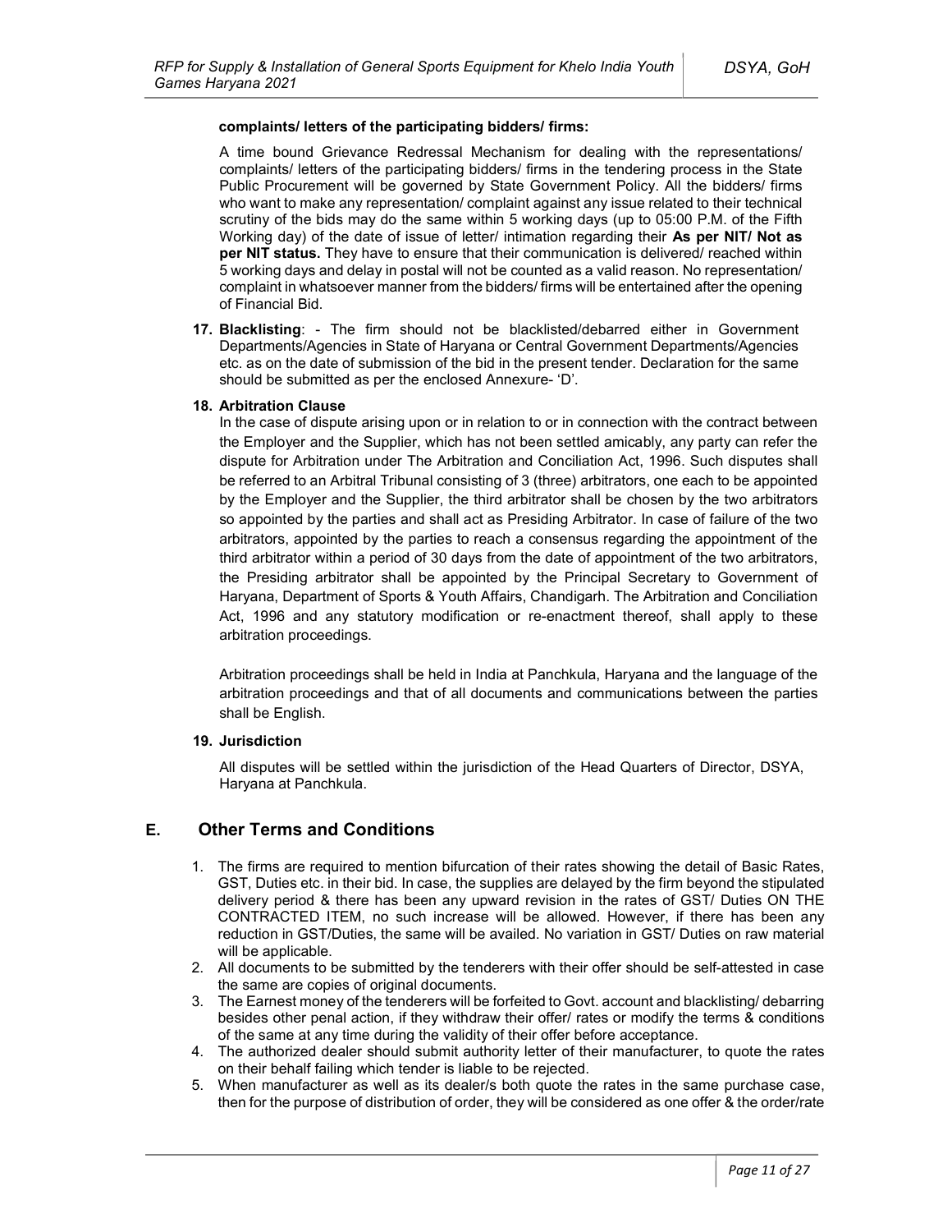**complaints/ letters of the participating bidders/ firms:**

A time bound Grievance Redressal Mechanism for dealing with the representations/ complaints/ letters of the participating bidders/ firms in the tendering process in the State Public Procurement will be governed by State Government Policy. All the bidders/ firms who want to make any representation/ complaint against any issue related to their technical scrutiny of the bids may do the same within 5 working days (up to 05:00 P.M. of the Fifth Working day) of the date of issue of letter/ intimation regarding their **As per NIT/ Not as per NIT status.** They have to ensure that their communication is delivered/ reached within 5 working days and delay in postal will not be counted as a valid reason. No representation/ complaint in whatsoever manner from the bidders/ firms will be entertained after the opening of Financial Bid.

17. **Blacklisting**: - The firm should not be blacklisted/debarred either in Government Departments/Agencies in State of Haryana or Central Government Departments/Agencies etc. as on the date of submission of the bid in the present tender. Declaration for the same should be submitted as per the enclosed Annexure- 'D'.

18. **Arbitration Clause**

    In the case of dispute arising upon or in relation to or in connection with the contract between the Employer and the Supplier, which has not been settled amicably, any party can refer the dispute for Arbitration under The Arbitration and Conciliation Act, 1996. Such disputes shall be referred to an Arbitral Tribunal consisting of 3 (three) arbitrators, one each to be appointed by the Employer and the Supplier, the third arbitrator shall be chosen by the two arbitrators so appointed by the parties and shall act as Presiding Arbitrator. In case of failure of the two arbitrators, appointed by the parties to reach a consensus regarding the appointment of the third arbitrator within a period of 30 days from the date of appointment of the two arbitrators, the Presiding arbitrator shall be appointed by the Principal Secretary to Government of Haryana, Department of Sports & Youth Affairs, Chandigarh. The Arbitration and Conciliation Act, 1996 and any statutory modification or re-enactment thereof, shall apply to these arbitration proceedings.

    Arbitration proceedings shall be held in India at Panchkula, Haryana and the language of the arbitration proceedings and that of all documents and communications between the parties shall be English.

19. **Jurisdiction**

    All disputes will be settled within the jurisdiction of the Head Quarters of Director, DSYA, Haryana at Panchkula.

## E. Other Terms and Conditions

1. The firms are required to mention bifurcation of their rates showing the detail of Basic Rates, GST, Duties etc. in their bid. In case, the supplies are delayed by the firm beyond the stipulated delivery period & there has been any upward revision in the rates of GST/ Duties ON THE CONTRACTED ITEM, no such increase will be allowed. However, if there has been any reduction in GST/Duties, the same will be availed. No variation in GST/ Duties on raw material will be applicable.
2. All documents to be submitted by the tenderers with their offer should be self-attested in case the same are copies of original documents.
3. The Earnest money of the tenderers will be forfeited to Govt. account and blacklisting/ debarring besides other penal action, if they withdraw their offer/ rates or modify the terms & conditions of the same at any time during the validity of their offer before acceptance.
4. The authorized dealer should submit authority letter of their manufacturer, to quote the rates on their behalf failing which tender is liable to be rejected.
5. When manufacturer as well as its dealer/s both quote the rates in the same purchase case, then for the purpose of distribution of order, they will be considered as one offer & the order/rate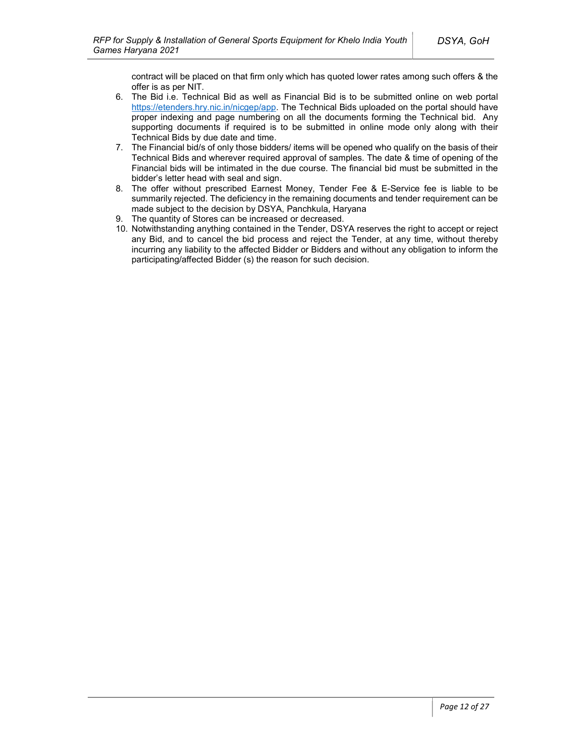contract will be placed on that firm only which has quoted lower rates among such offers & the offer is as per NIT.

6. The Bid i.e. Technical Bid as well as Financial Bid is to be submitted online on web portal https://etenders.hry.nic.in/nicgep/app. The Technical Bids uploaded on the portal should have proper indexing and page numbering on all the documents forming the Technical bid. Any supporting documents if required is to be submitted in online mode only along with their Technical Bids by due date and time.
7. The Financial bid/s of only those bidders/ items will be opened who qualify on the basis of their Technical Bids and wherever required approval of samples. The date & time of opening of the Financial bids will be intimated in the due course. The financial bid must be submitted in the bidder's letter head with seal and sign.
8. The offer without prescribed Earnest Money, Tender Fee & E-Service fee is liable to be summarily rejected. The deficiency in the remaining documents and tender requirement can be made subject to the decision by DSYA, Panchkula, Haryana
9. The quantity of Stores can be increased or decreased.
10. Notwithstanding anything contained in the Tender, DSYA reserves the right to accept or reject any Bid, and to cancel the bid process and reject the Tender, at any time, without thereby incurring any liability to the affected Bidder or Bidders and without any obligation to inform the participating/affected Bidder (s) the reason for such decision.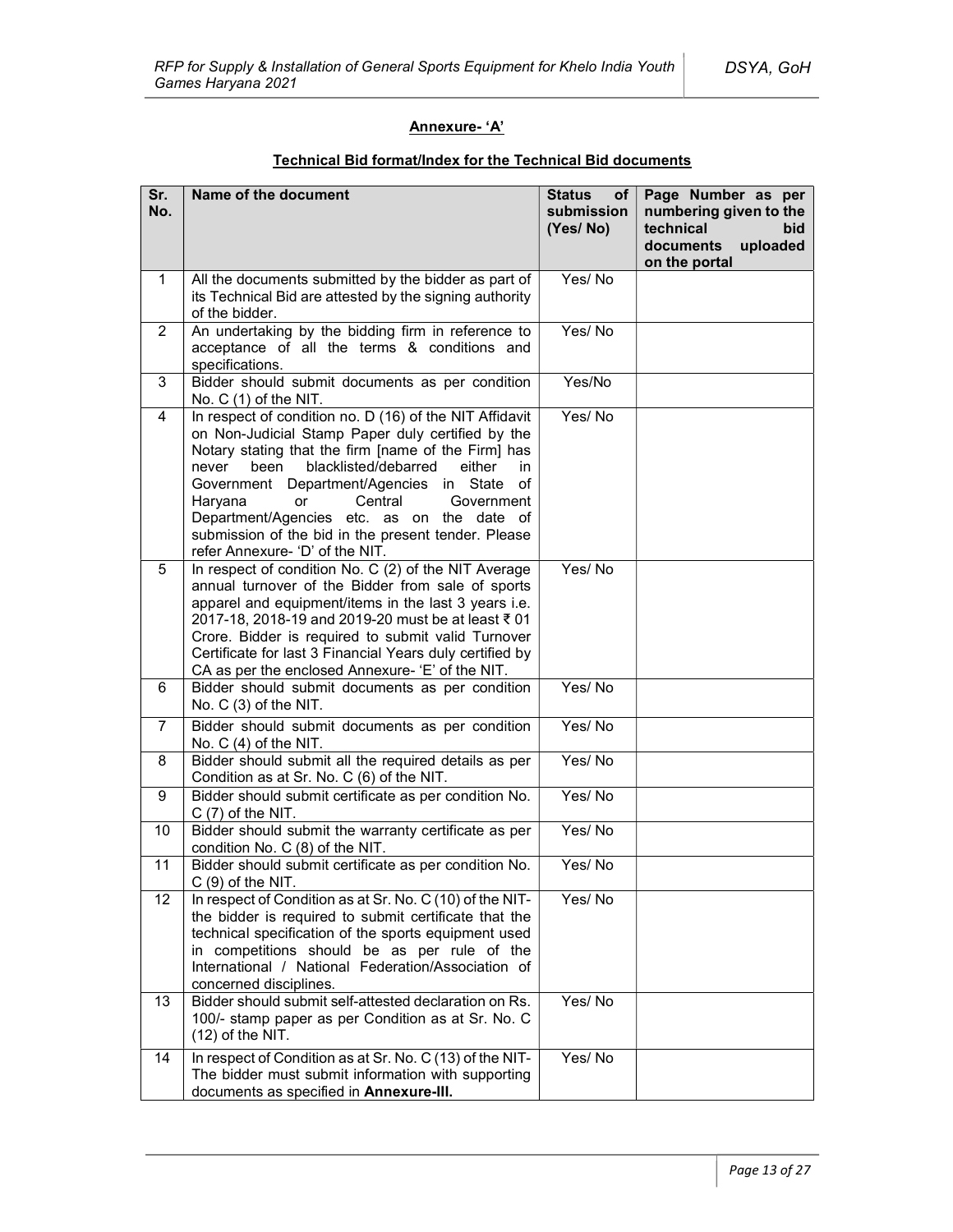## Annexure- 'A'

### Technical Bid format/Index for the Technical Bid documents

| Sr. No. | Name of the document | Status of submission (Yes/ No) | Page Number as per numbering given to the technical bid documents uploaded on the portal |
|---|---|---|---|
| 1 | All the documents submitted by the bidder as part of its Technical Bid are attested by the signing authority of the bidder. | Yes/ No | |
| 2 | An undertaking by the bidding firm in reference to acceptance of all the terms & conditions and specifications. | Yes/ No | |
| 3 | Bidder should submit documents as per condition No. C (1) of the NIT. | Yes/No | |
| 4 | In respect of condition no. D (16) of the NIT Affidavit on Non-Judicial Stamp Paper duly certified by the Notary stating that the firm [name of the Firm] has never been blacklisted/debarred either in Government Department/Agencies in State of Haryana or Central Government Department/Agencies etc. as on the date of submission of the bid in the present tender. Please refer Annexure- 'D' of the NIT. | Yes/ No | |
| 5 | In respect of condition No. C (2) of the NIT Average annual turnover of the Bidder from sale of sports apparel and equipment/items in the last 3 years i.e. 2017-18, 2018-19 and 2019-20 must be at least ₹ 01 Crore. Bidder is required to submit valid Turnover Certificate for last 3 Financial Years duly certified by CA as per the enclosed Annexure- 'E' of the NIT. | Yes/ No | |
| 6 | Bidder should submit documents as per condition No. C (3) of the NIT. | Yes/ No | |
| 7 | Bidder should submit documents as per condition No. C (4) of the NIT. | Yes/ No | |
| 8 | Bidder should submit all the required details as per Condition as at Sr. No. C (6) of the NIT. | Yes/ No | |
| 9 | Bidder should submit certificate as per condition No. C (7) of the NIT. | Yes/ No | |
| 10 | Bidder should submit the warranty certificate as per condition No. C (8) of the NIT. | Yes/ No | |
| 11 | Bidder should submit certificate as per condition No. C (9) of the NIT. | Yes/ No | |
| 12 | In respect of Condition as at Sr. No. C (10) of the NIT- the bidder is required to submit certificate that the technical specification of the sports equipment used in competitions should be as per rule of the International / National Federation/Association of concerned disciplines. | Yes/ No | |
| 13 | Bidder should submit self-attested declaration on Rs. 100/- stamp paper as per Condition as at Sr. No. C (12) of the NIT. | Yes/ No | |
| 14 | In respect of Condition as at Sr. No. C (13) of the NIT- The bidder must submit information with supporting documents as specified in **Annexure-III.** | Yes/ No | |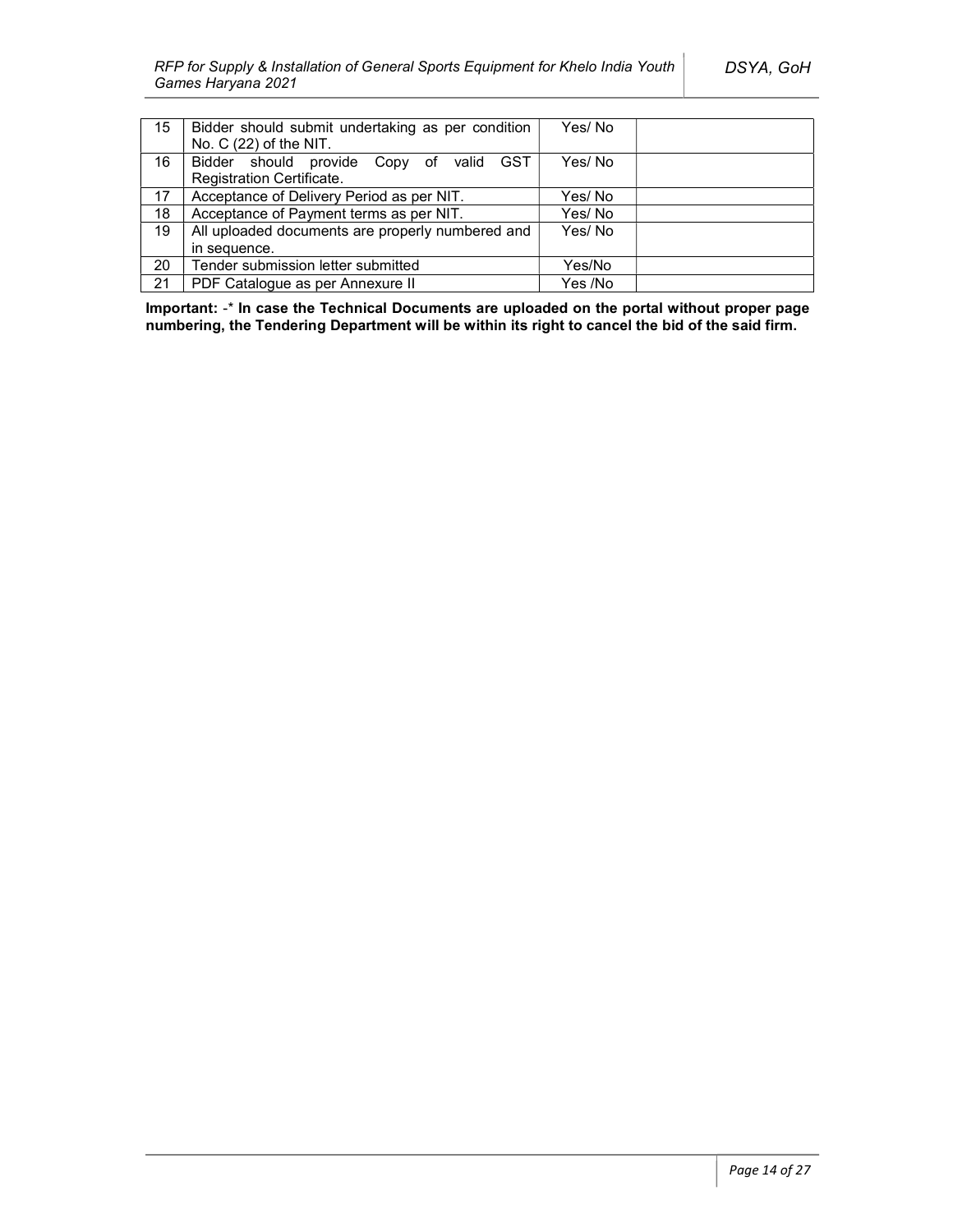| | | | |
|---|---|---|---|
| 15 | Bidder should submit undertaking as per condition No. C (22) of the NIT. | Yes/ No | |
| 16 | Bidder should provide Copy of valid GST Registration Certificate. | Yes/ No | |
| 17 | Acceptance of Delivery Period as per NIT. | Yes/ No | |
| 18 | Acceptance of Payment terms as per NIT. | Yes/ No | |
| 19 | All uploaded documents are properly numbered and in sequence. | Yes/ No | |
| 20 | Tender submission letter submitted | Yes/No | |
| 21 | PDF Catalogue as per Annexure II | Yes /No | |

**Important: -* In case the Technical Documents are uploaded on the portal without proper page numbering, the Tendering Department will be within its right to cancel the bid of the said firm.**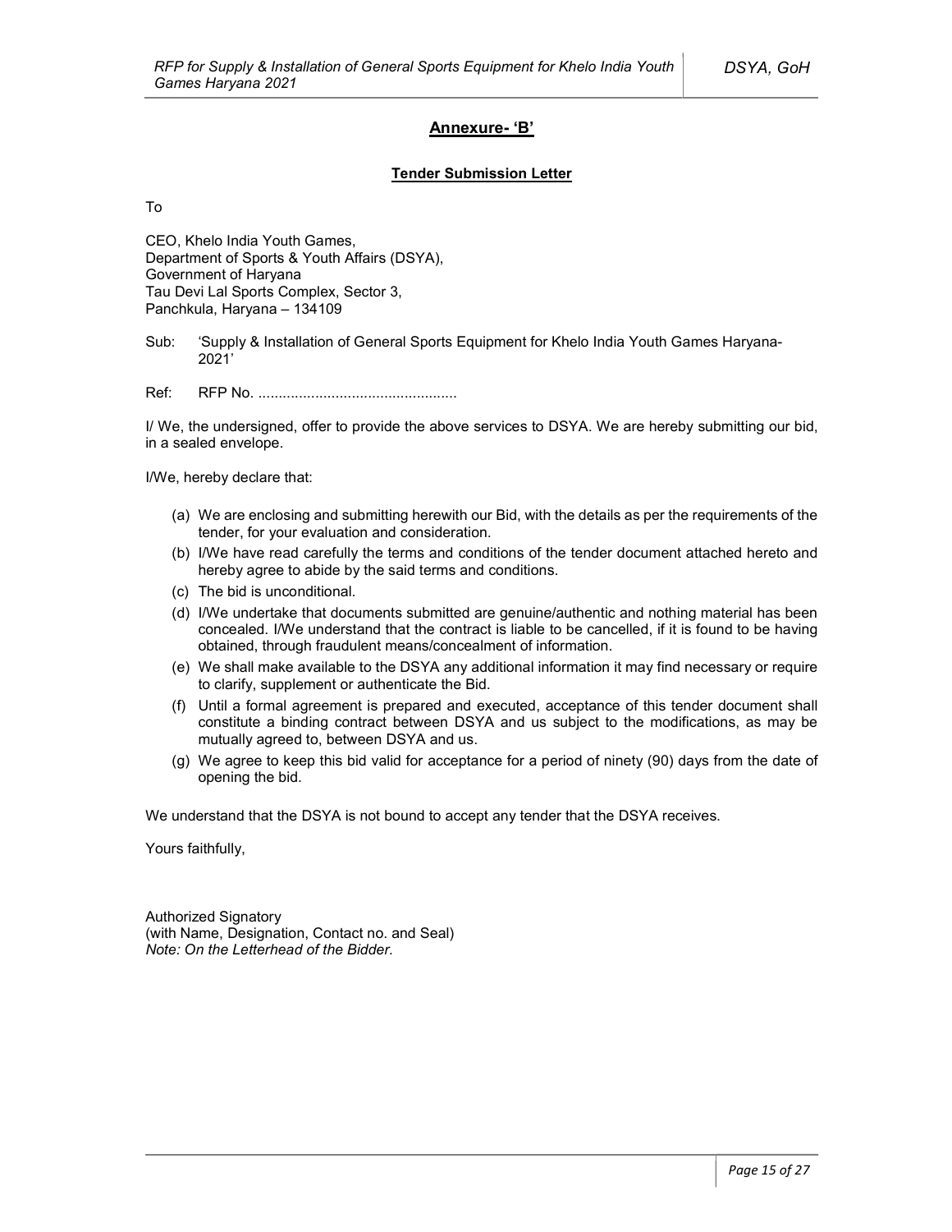## Annexure- 'B'

### Tender Submission Letter

To

CEO, Khelo India Youth Games,
Department of Sports & Youth Affairs (DSYA),
Government of Haryana
Tau Devi Lal Sports Complex, Sector 3,
Panchkula, Haryana – 134109

Sub: 'Supply & Installation of General Sports Equipment for Khelo India Youth Games Haryana-2021'

Ref: RFP No. ................................................

I/ We, the undersigned, offer to provide the above services to DSYA. We are hereby submitting our bid, in a sealed envelope.

I/We, hereby declare that:

(a) We are enclosing and submitting herewith our Bid, with the details as per the requirements of the tender, for your evaluation and consideration.
(b) I/We have read carefully the terms and conditions of the tender document attached hereto and hereby agree to abide by the said terms and conditions.
(c) The bid is unconditional.
(d) I/We undertake that documents submitted are genuine/authentic and nothing material has been concealed. I/We understand that the contract is liable to be cancelled, if it is found to be having obtained, through fraudulent means/concealment of information.
(e) We shall make available to the DSYA any additional information it may find necessary or require to clarify, supplement or authenticate the Bid.
(f) Until a formal agreement is prepared and executed, acceptance of this tender document shall constitute a binding contract between DSYA and us subject to the modifications, as may be mutually agreed to, between DSYA and us.
(g) We agree to keep this bid valid for acceptance for a period of ninety (90) days from the date of opening the bid.

We understand that the DSYA is not bound to accept any tender that the DSYA receives.

Yours faithfully,

Authorized Signatory
(with Name, Designation, Contact no. and Seal)
*Note: On the Letterhead of the Bidder.*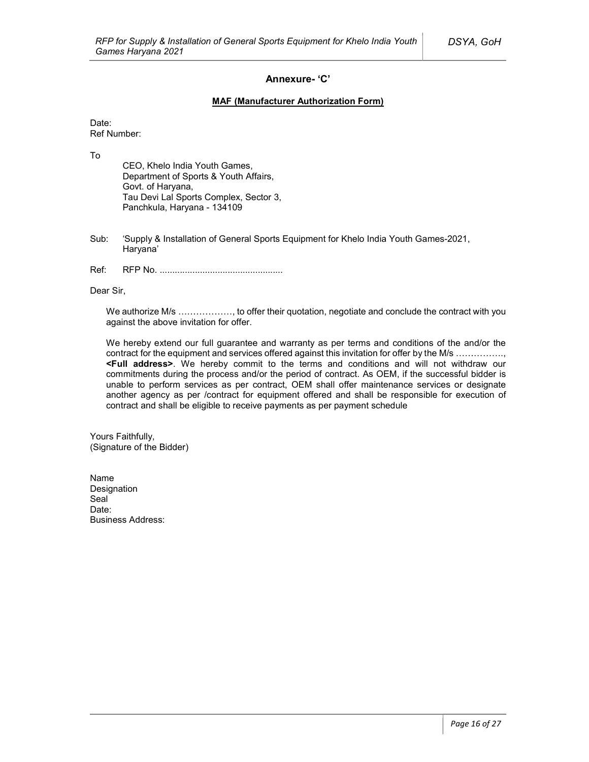## Annexure- 'C'

**MAF (Manufacturer Authorization Form)**

Date:
Ref Number:

To

CEO, Khelo India Youth Games,
Department of Sports & Youth Affairs,
Govt. of Haryana,
Tau Devi Lal Sports Complex, Sector 3,
Panchkula, Haryana - 134109

Sub: 'Supply & Installation of General Sports Equipment for Khelo India Youth Games-2021, Haryana'

Ref: RFP No. ................................................

Dear Sir,

We authorize M/s ………………, to offer their quotation, negotiate and conclude the contract with you against the above invitation for offer.

We hereby extend our full guarantee and warranty as per terms and conditions of the and/or the contract for the equipment and services offered against this invitation for offer by the M/s ……………., **<Full address>**. We hereby commit to the terms and conditions and will not withdraw our commitments during the process and/or the period of contract. As OEM, if the successful bidder is unable to perform services as per contract, OEM shall offer maintenance services or designate another agency as per /contract for equipment offered and shall be responsible for execution of contract and shall be eligible to receive payments as per payment schedule

Yours Faithfully,
(Signature of the Bidder)

Name
Designation
Seal
Date:
Business Address: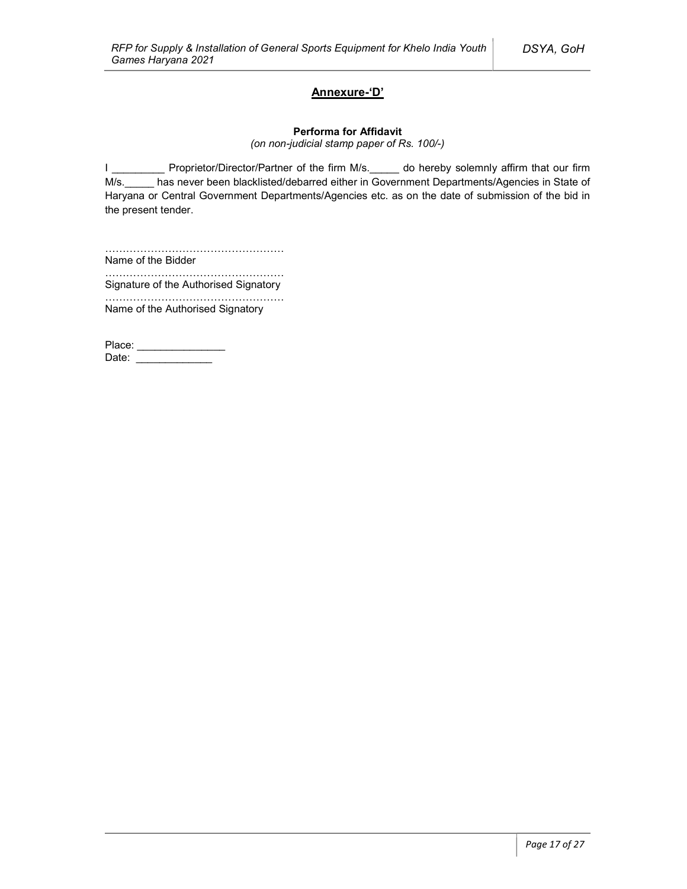## Annexure-'D'

**Performa for Affidavit**

*(on non-judicial stamp paper of Rs. 100/-)*

I _________ Proprietor/Director/Partner of the firm M/s._____ do hereby solemnly affirm that our firm M/s._____ has never been blacklisted/debarred either in Government Departments/Agencies in State of Haryana or Central Government Departments/Agencies etc. as on the date of submission of the bid in the present tender.

……………………………………………
Name of the Bidder

……………………………………………
Signature of the Authorised Signatory

……………………………………………
Name of the Authorised Signatory

Place: _______________
Date: _____________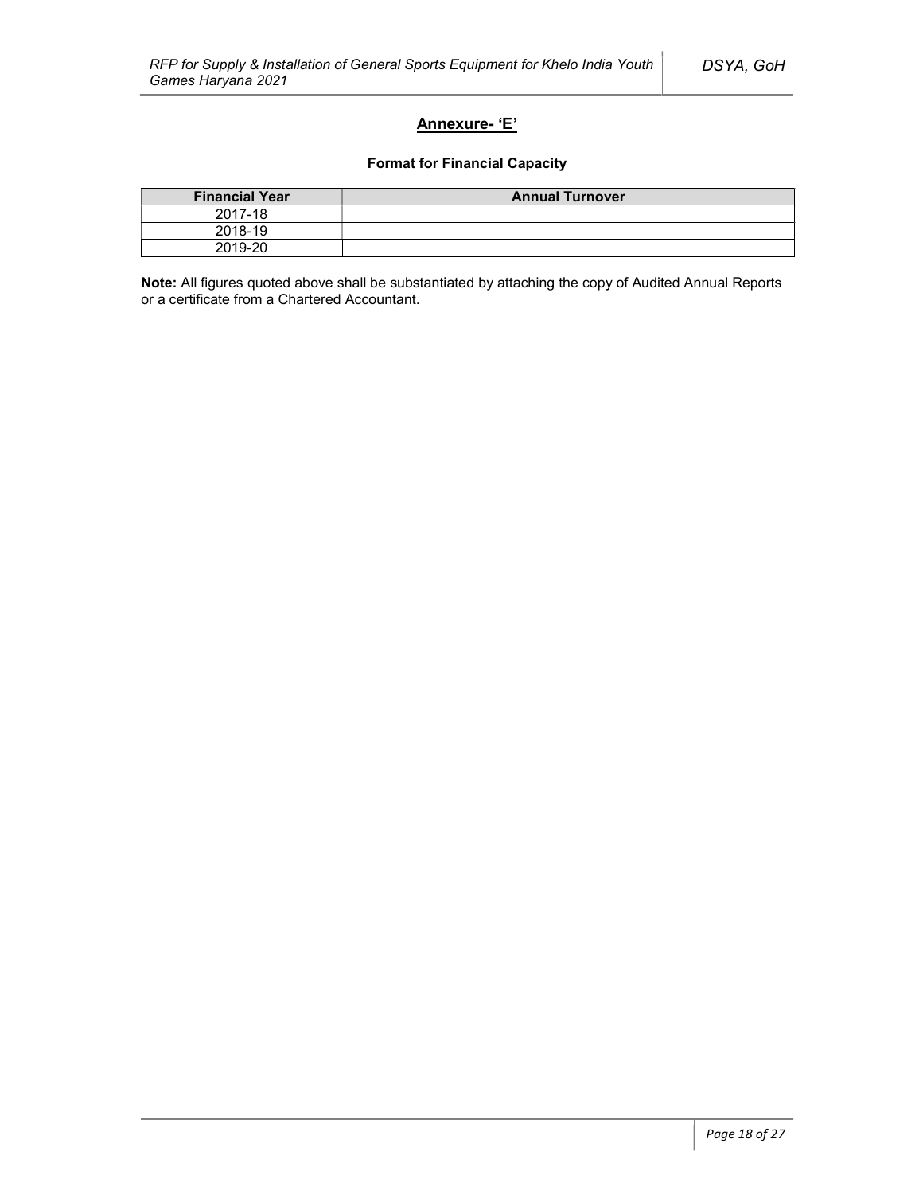## Annexure- 'E'

### Format for Financial Capacity

| Financial Year | Annual Turnover |
|---|---|
| 2017-18 | |
| 2018-19 | |
| 2019-20 | |

**Note:** All figures quoted above shall be substantiated by attaching the copy of Audited Annual Reports or a certificate from a Chartered Accountant.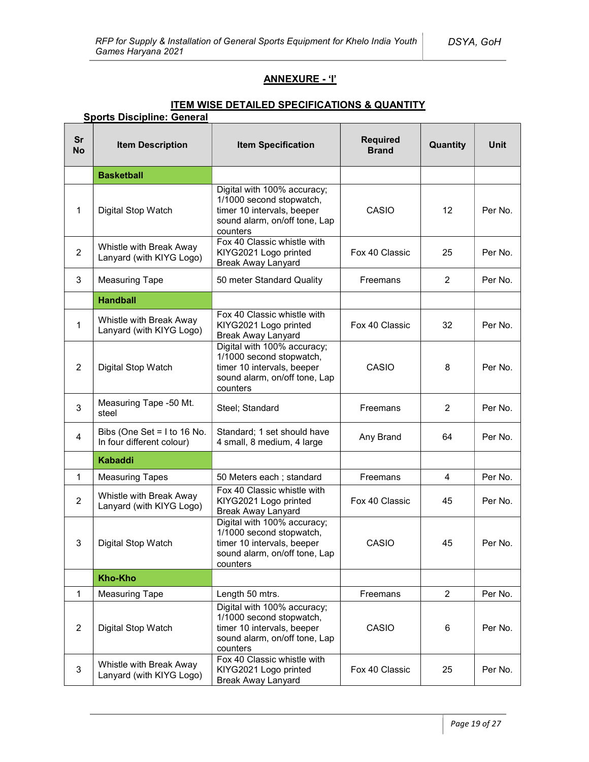## ANNEXURE - 'I'

### ITEM WISE DETAILED SPECIFICATIONS & QUANTITY

**Sports Discipline: General**

| Sr No | Item Description | Item Specification | Required Brand | Quantity | Unit |
|---|---|---|---|---|---|
| | **Basketball** | | | | |
| 1 | Digital Stop Watch | Digital with 100% accuracy; 1/1000 second stopwatch, timer 10 intervals, beeper sound alarm, on/off tone, Lap counters | CASIO | 12 | Per No. |
| 2 | Whistle with Break Away Lanyard (with KIYG Logo) | Fox 40 Classic whistle with KIYG2021 Logo printed Break Away Lanyard | Fox 40 Classic | 25 | Per No. |
| 3 | Measuring Tape | 50 meter Standard Quality | Freemans | 2 | Per No. |
| | **Handball** | | | | |
| 1 | Whistle with Break Away Lanyard (with KIYG Logo) | Fox 40 Classic whistle with KIYG2021 Logo printed Break Away Lanyard | Fox 40 Classic | 32 | Per No. |
| 2 | Digital Stop Watch | Digital with 100% accuracy; 1/1000 second stopwatch, timer 10 intervals, beeper sound alarm, on/off tone, Lap counters | CASIO | 8 | Per No. |
| 3 | Measuring Tape -50 Mt. steel | Steel; Standard | Freemans | 2 | Per No. |
| 4 | Bibs (One Set = I to 16 No. In four different colour) | Standard; 1 set should have 4 small, 8 medium, 4 large | Any Brand | 64 | Per No. |
| | **Kabaddi** | | | | |
| 1 | Measuring Tapes | 50 Meters each ; standard | Freemans | 4 | Per No. |
| 2 | Whistle with Break Away Lanyard (with KIYG Logo) | Fox 40 Classic whistle with KIYG2021 Logo printed Break Away Lanyard | Fox 40 Classic | 45 | Per No. |
| 3 | Digital Stop Watch | Digital with 100% accuracy; 1/1000 second stopwatch, timer 10 intervals, beeper sound alarm, on/off tone, Lap counters | CASIO | 45 | Per No. |
| | **Kho-Kho** | | | | |
| 1 | Measuring Tape | Length 50 mtrs. | Freemans | 2 | Per No. |
| 2 | Digital Stop Watch | Digital with 100% accuracy; 1/1000 second stopwatch, timer 10 intervals, beeper sound alarm, on/off tone, Lap counters | CASIO | 6 | Per No. |
| 3 | Whistle with Break Away Lanyard (with KIYG Logo) | Fox 40 Classic whistle with KIYG2021 Logo printed Break Away Lanyard | Fox 40 Classic | 25 | Per No. |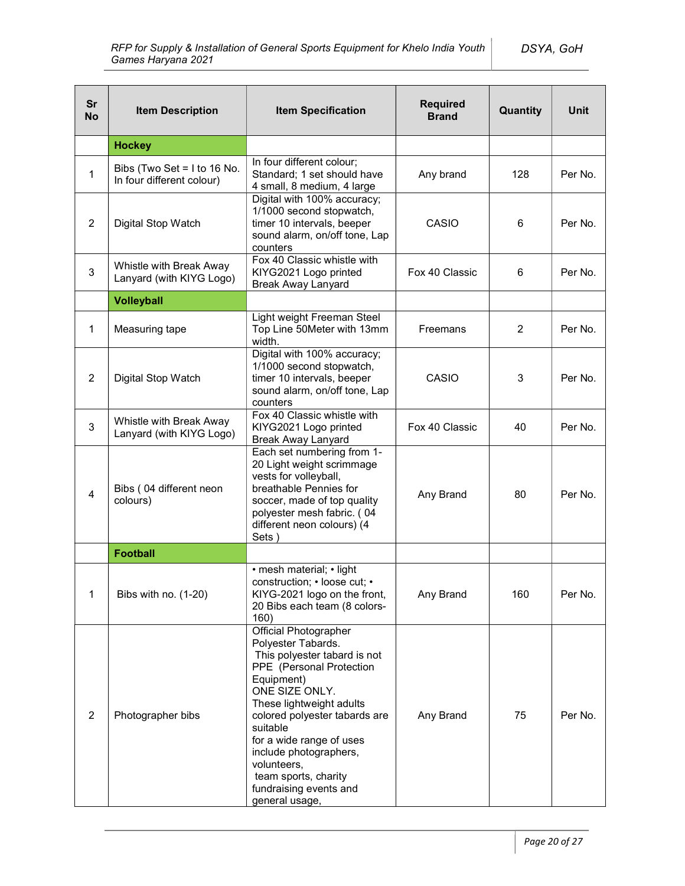| Sr No | Item Description | Item Specification | Required Brand | Quantity | Unit |
|---|---|---|---|---|---|
| | **Hockey** | | | | |
| 1 | Bibs (Two Set = I to 16 No. In four different colour) | In four different colour; Standard; 1 set should have 4 small, 8 medium, 4 large | Any brand | 128 | Per No. |
| 2 | Digital Stop Watch | Digital with 100% accuracy; 1/1000 second stopwatch, timer 10 intervals, beeper sound alarm, on/off tone, Lap counters | CASIO | 6 | Per No. |
| 3 | Whistle with Break Away Lanyard (with KIYG Logo) | Fox 40 Classic whistle with KIYG2021 Logo printed Break Away Lanyard | Fox 40 Classic | 6 | Per No. |
| | **Volleyball** | | | | |
| 1 | Measuring tape | Light weight Freeman Steel Top Line 50Meter with 13mm width. | Freemans | 2 | Per No. |
| 2 | Digital Stop Watch | Digital with 100% accuracy; 1/1000 second stopwatch, timer 10 intervals, beeper sound alarm, on/off tone, Lap counters | CASIO | 3 | Per No. |
| 3 | Whistle with Break Away Lanyard (with KIYG Logo) | Fox 40 Classic whistle with KIYG2021 Logo printed Break Away Lanyard | Fox 40 Classic | 40 | Per No. |
| 4 | Bibs ( 04 different neon colours) | Each set numbering from 1-20 Light weight scrimmage vests for volleyball, breathable Pennies for soccer, made of top quality polyester mesh fabric. ( 04 different neon colours) (4 Sets ) | Any Brand | 80 | Per No. |
| | **Football** | | | | |
| 1 | Bibs with no. (1-20) | • mesh material; • light construction; • loose cut; • KIYG-2021 logo on the front, 20 Bibs each team (8 colors-160) | Any Brand | 160 | Per No. |
| 2 | Photographer bibs | Official Photographer Polyester Tabards. This polyester tabard is not PPE (Personal Protection Equipment) ONE SIZE ONLY. These lightweight adults colored polyester tabards are suitable for a wide range of uses include photographers, volunteers, team sports, charity fundraising events and general usage, | Any Brand | 75 | Per No. |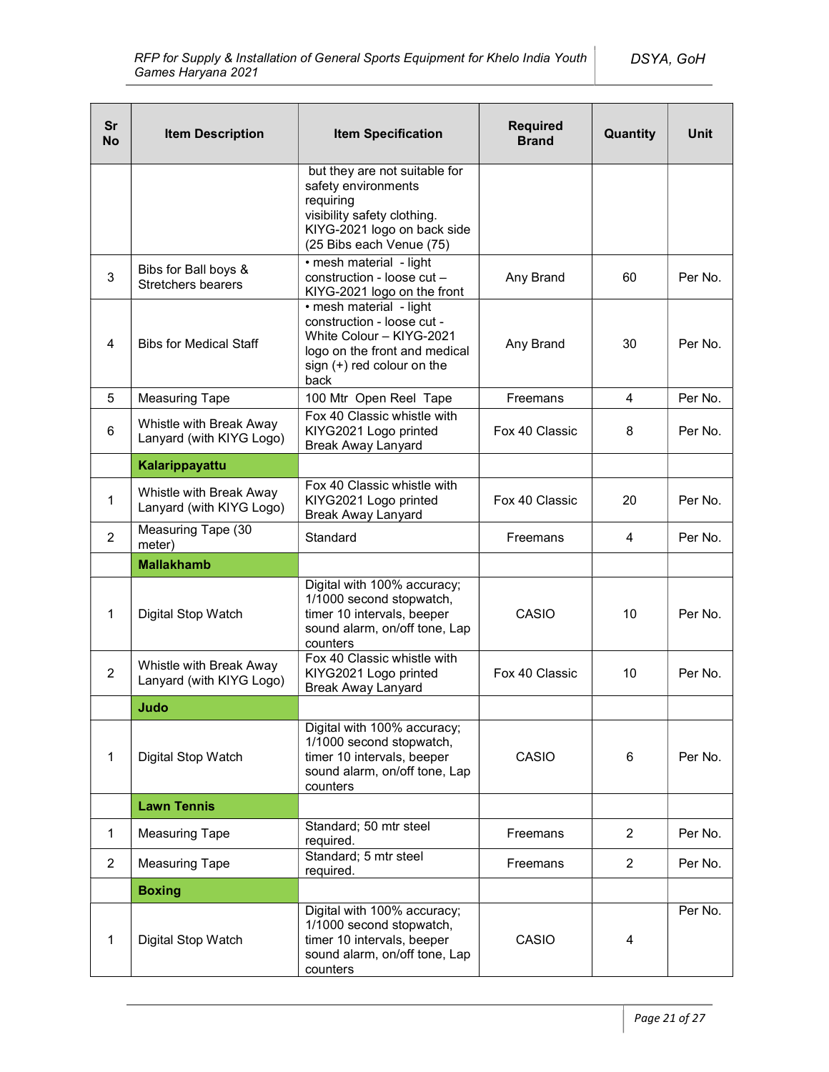| Sr No | Item Description | Item Specification | Required Brand | Quantity | Unit |
|---|---|---|---|---|---|
| | | but they are not suitable for safety environments requiring visibility safety clothing. KIYG-2021 logo on back side (25 Bibs each Venue (75) | | | |
| 3 | Bibs for Ball boys & Stretchers bearers | • mesh material - light construction - loose cut – KIYG-2021 logo on the front | Any Brand | 60 | Per No. |
| 4 | Bibs for Medical Staff | • mesh material - light construction - loose cut - White Colour – KIYG-2021 logo on the front and medical sign (+) red colour on the back | Any Brand | 30 | Per No. |
| 5 | Measuring Tape | 100 Mtr Open Reel Tape | Freemans | 4 | Per No. |
| 6 | Whistle with Break Away Lanyard (with KIYG Logo) | Fox 40 Classic whistle with KIYG2021 Logo printed Break Away Lanyard | Fox 40 Classic | 8 | Per No. |
| | **Kalarippayattu** | | | | |
| 1 | Whistle with Break Away Lanyard (with KIYG Logo) | Fox 40 Classic whistle with KIYG2021 Logo printed Break Away Lanyard | Fox 40 Classic | 20 | Per No. |
| 2 | Measuring Tape (30 meter) | Standard | Freemans | 4 | Per No. |
| | **Mallakhamb** | | | | |
| 1 | Digital Stop Watch | Digital with 100% accuracy; 1/1000 second stopwatch, timer 10 intervals, beeper sound alarm, on/off tone, Lap counters | CASIO | 10 | Per No. |
| 2 | Whistle with Break Away Lanyard (with KIYG Logo) | Fox 40 Classic whistle with KIYG2021 Logo printed Break Away Lanyard | Fox 40 Classic | 10 | Per No. |
| | **Judo** | | | | |
| 1 | Digital Stop Watch | Digital with 100% accuracy; 1/1000 second stopwatch, timer 10 intervals, beeper sound alarm, on/off tone, Lap counters | CASIO | 6 | Per No. |
| | **Lawn Tennis** | | | | |
| 1 | Measuring Tape | Standard; 50 mtr steel required. | Freemans | 2 | Per No. |
| 2 | Measuring Tape | Standard; 5 mtr steel required. | Freemans | 2 | Per No. |
| | **Boxing** | | | | |
| 1 | Digital Stop Watch | Digital with 100% accuracy; 1/1000 second stopwatch, timer 10 intervals, beeper sound alarm, on/off tone, Lap counters | CASIO | 4 | Per No. |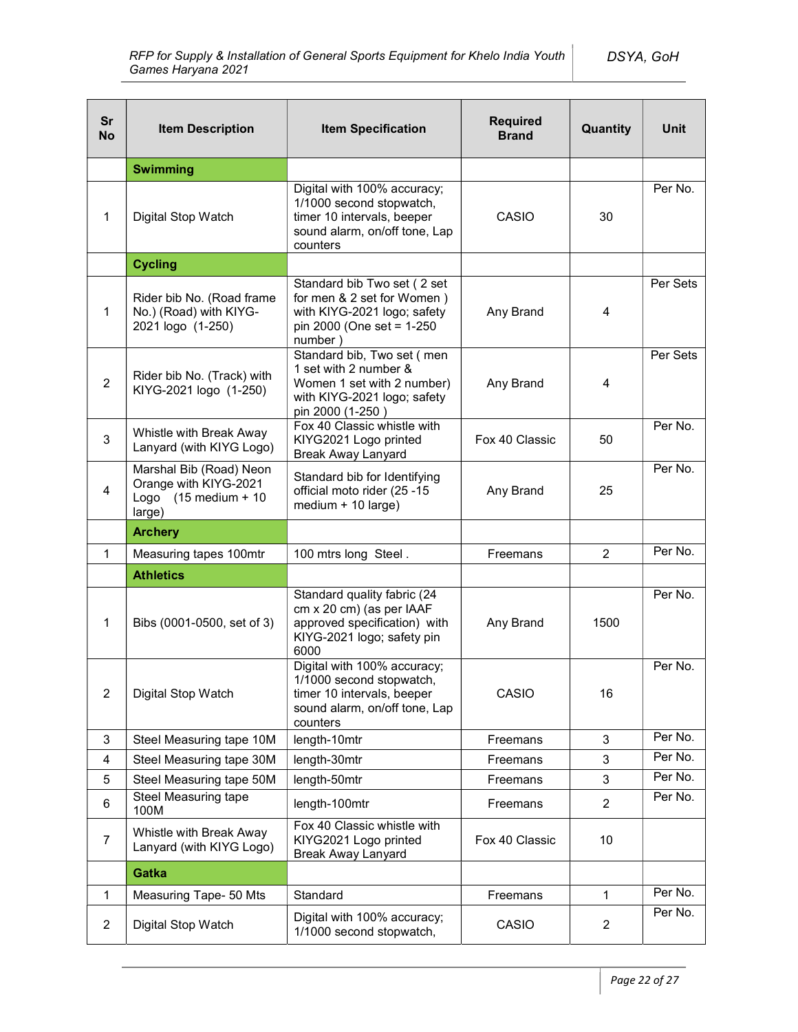| Sr No | Item Description | Item Specification | Required Brand | Quantity | Unit |
|---|---|---|---|---|---|
| | **Swimming** | | | | |
| 1 | Digital Stop Watch | Digital with 100% accuracy; 1/1000 second stopwatch, timer 10 intervals, beeper sound alarm, on/off tone, Lap counters | CASIO | 30 | Per No. |
| | **Cycling** | | | | |
| 1 | Rider bib No. (Road frame No.) (Road) with KIYG-2021 logo (1-250) | Standard bib Two set ( 2 set for men & 2 set for Women ) with KIYG-2021 logo; safety pin 2000 (One set = 1-250 number ) | Any Brand | 4 | Per Sets |
| 2 | Rider bib No. (Track) with KIYG-2021 logo (1-250) | Standard bib, Two set ( men 1 set with 2 number & Women 1 set with 2 number) with KIYG-2021 logo; safety pin 2000 (1-250 ) | Any Brand | 4 | Per Sets |
| 3 | Whistle with Break Away Lanyard (with KIYG Logo) | Fox 40 Classic whistle with KIYG2021 Logo printed Break Away Lanyard | Fox 40 Classic | 50 | Per No. |
| 4 | Marshal Bib (Road) Neon Orange with KIYG-2021 Logo (15 medium + 10 large) | Standard bib for Identifying official moto rider (25 -15 medium + 10 large) | Any Brand | 25 | Per No. |
| | **Archery** | | | | |
| 1 | Measuring tapes 100mtr | 100 mtrs long Steel . | Freemans | 2 | Per No. |
| | **Athletics** | | | | |
| 1 | Bibs (0001-0500, set of 3) | Standard quality fabric (24 cm x 20 cm) (as per IAAF approved specification) with KIYG-2021 logo; safety pin 6000 | Any Brand | 1500 | Per No. |
| 2 | Digital Stop Watch | Digital with 100% accuracy; 1/1000 second stopwatch, timer 10 intervals, beeper sound alarm, on/off tone, Lap counters | CASIO | 16 | Per No. |
| 3 | Steel Measuring tape 10M | length-10mtr | Freemans | 3 | Per No. |
| 4 | Steel Measuring tape 30M | length-30mtr | Freemans | 3 | Per No. |
| 5 | Steel Measuring tape 50M | length-50mtr | Freemans | 3 | Per No. |
| 6 | Steel Measuring tape 100M | length-100mtr | Freemans | 2 | Per No. |
| 7 | Whistle with Break Away Lanyard (with KIYG Logo) | Fox 40 Classic whistle with KIYG2021 Logo printed Break Away Lanyard | Fox 40 Classic | 10 | |
| | **Gatka** | | | | |
| 1 | Measuring Tape- 50 Mts | Standard | Freemans | 1 | Per No. |
| 2 | Digital Stop Watch | Digital with 100% accuracy; 1/1000 second stopwatch, | CASIO | 2 | Per No. |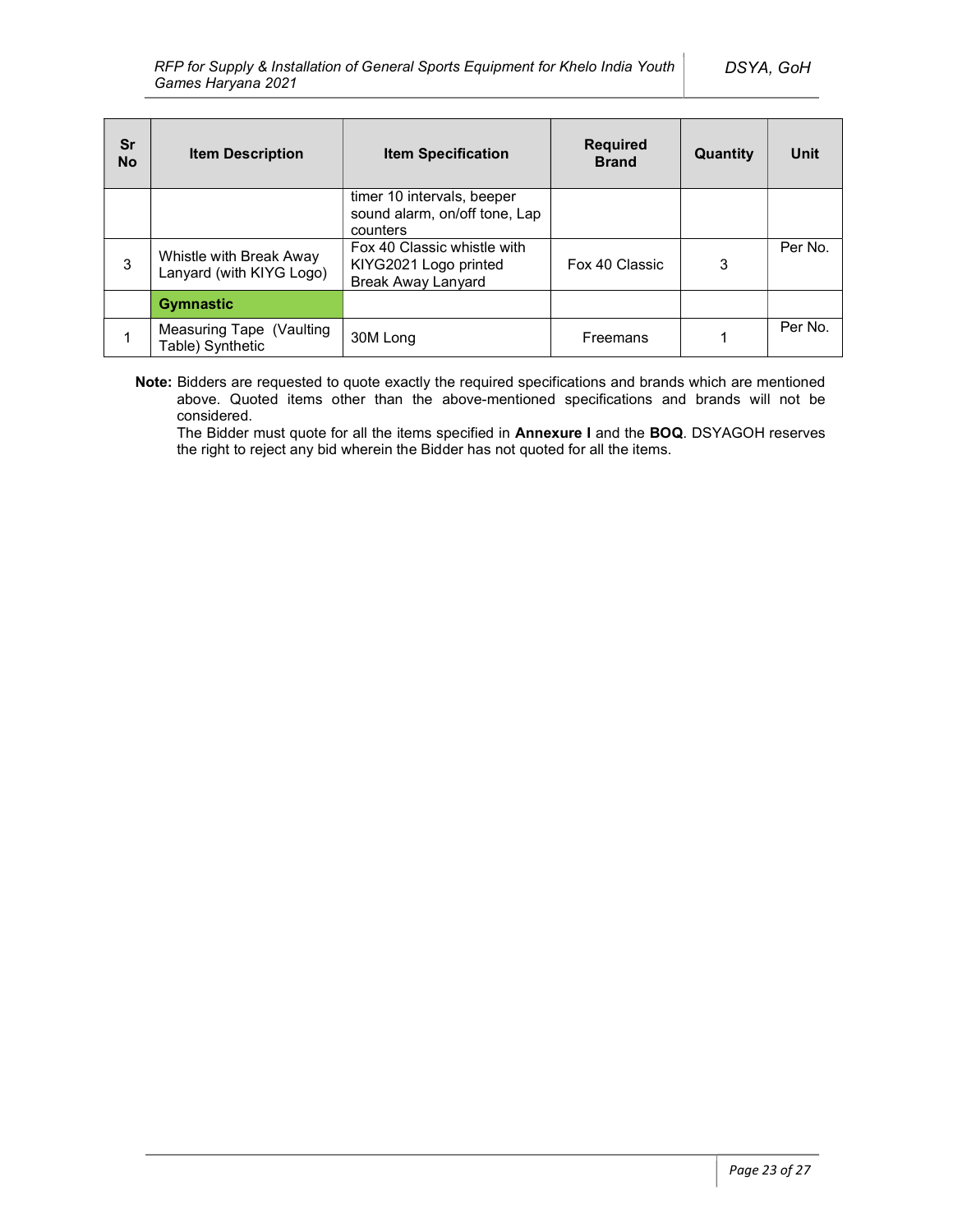| Sr No | Item Description | Item Specification | Required Brand | Quantity | Unit |
|---|---|---|---|---|---|
| | | timer 10 intervals, beeper sound alarm, on/off tone, Lap counters | | | |
| 3 | Whistle with Break Away Lanyard (with KIYG Logo) | Fox 40 Classic whistle with KIYG2021 Logo printed Break Away Lanyard | Fox 40 Classic | 3 | Per No. |
| | **Gymnastic** | | | | |
| 1 | Measuring Tape (Vaulting Table) Synthetic | 30M Long | Freemans | 1 | Per No. |

**Note:** Bidders are requested to quote exactly the required specifications and brands which are mentioned above. Quoted items other than the above-mentioned specifications and brands will not be considered.

The Bidder must quote for all the items specified in **Annexure I** and the **BOQ**. DSYAGOH reserves the right to reject any bid wherein the Bidder has not quoted for all the items.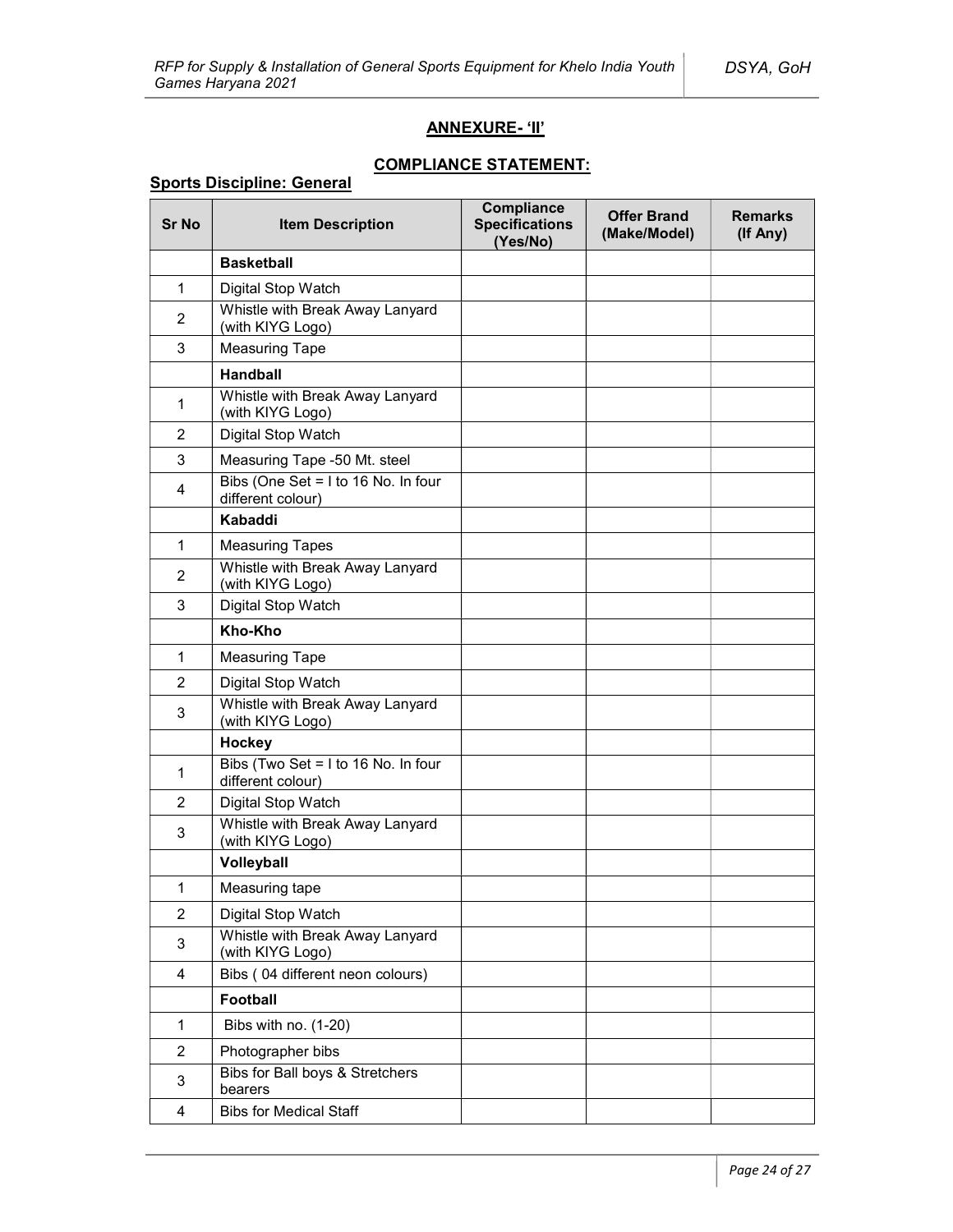## ANNEXURE- 'II'

### COMPLIANCE STATEMENT:

**Sports Discipline: General**

| Sr No | Item Description | Compliance Specifications (Yes/No) | Offer Brand (Make/Model) | Remarks (If Any) |
|---|---|---|---|---|
| | **Basketball** | | | |
| 1 | Digital Stop Watch | | | |
| 2 | Whistle with Break Away Lanyard (with KIYG Logo) | | | |
| 3 | Measuring Tape | | | |
| | **Handball** | | | |
| 1 | Whistle with Break Away Lanyard (with KIYG Logo) | | | |
| 2 | Digital Stop Watch | | | |
| 3 | Measuring Tape -50 Mt. steel | | | |
| 4 | Bibs (One Set = I to 16 No. In four different colour) | | | |
| | **Kabaddi** | | | |
| 1 | Measuring Tapes | | | |
| 2 | Whistle with Break Away Lanyard (with KIYG Logo) | | | |
| 3 | Digital Stop Watch | | | |
| | **Kho-Kho** | | | |
| 1 | Measuring Tape | | | |
| 2 | Digital Stop Watch | | | |
| 3 | Whistle with Break Away Lanyard (with KIYG Logo) | | | |
| | **Hockey** | | | |
| 1 | Bibs (Two Set = I to 16 No. In four different colour) | | | |
| 2 | Digital Stop Watch | | | |
| 3 | Whistle with Break Away Lanyard (with KIYG Logo) | | | |
| | **Volleyball** | | | |
| 1 | Measuring tape | | | |
| 2 | Digital Stop Watch | | | |
| 3 | Whistle with Break Away Lanyard (with KIYG Logo) | | | |
| 4 | Bibs ( 04 different neon colours) | | | |
| | **Football** | | | |
| 1 | Bibs with no. (1-20) | | | |
| 2 | Photographer bibs | | | |
| 3 | Bibs for Ball boys & Stretchers bearers | | | |
| 4 | Bibs for Medical Staff | | | |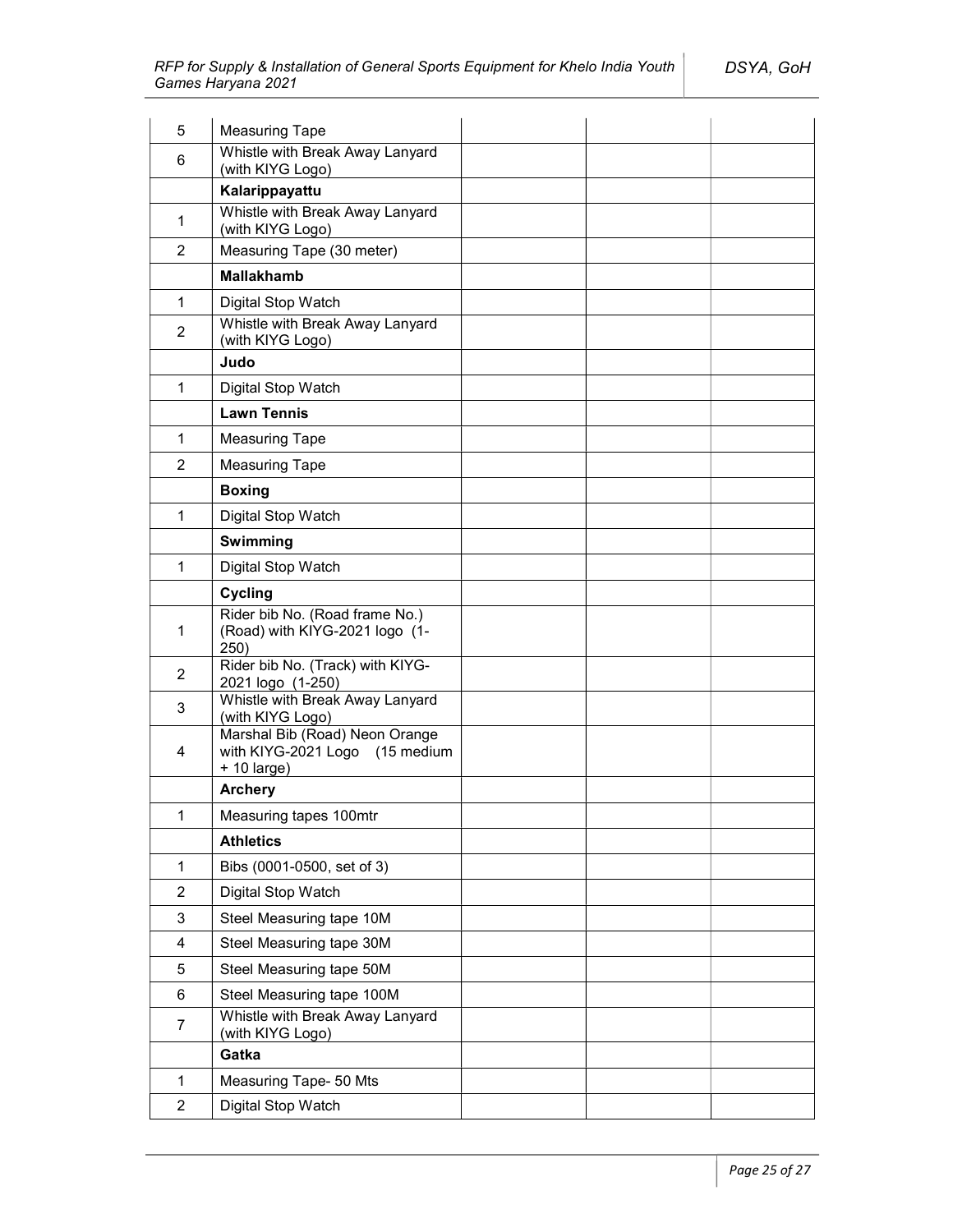| | | | | |
|---|---|---|---|---|
| 5 | Measuring Tape | | | |
| 6 | Whistle with Break Away Lanyard (with KIYG Logo) | | | |
| | **Kalarippayattu** | | | |
| 1 | Whistle with Break Away Lanyard (with KIYG Logo) | | | |
| 2 | Measuring Tape (30 meter) | | | |
| | **Mallakhamb** | | | |
| 1 | Digital Stop Watch | | | |
| 2 | Whistle with Break Away Lanyard (with KIYG Logo) | | | |
| | **Judo** | | | |
| 1 | Digital Stop Watch | | | |
| | **Lawn Tennis** | | | |
| 1 | Measuring Tape | | | |
| 2 | Measuring Tape | | | |
| | **Boxing** | | | |
| 1 | Digital Stop Watch | | | |
| | **Swimming** | | | |
| 1 | Digital Stop Watch | | | |
| | **Cycling** | | | |
| 1 | Rider bib No. (Road frame No.) (Road) with KIYG-2021 logo (1-250) | | | |
| 2 | Rider bib No. (Track) with KIYG-2021 logo (1-250) | | | |
| 3 | Whistle with Break Away Lanyard (with KIYG Logo) | | | |
| 4 | Marshal Bib (Road) Neon Orange with KIYG-2021 Logo (15 medium + 10 large) | | | |
| | **Archery** | | | |
| 1 | Measuring tapes 100mtr | | | |
| | **Athletics** | | | |
| 1 | Bibs (0001-0500, set of 3) | | | |
| 2 | Digital Stop Watch | | | |
| 3 | Steel Measuring tape 10M | | | |
| 4 | Steel Measuring tape 30M | | | |
| 5 | Steel Measuring tape 50M | | | |
| 6 | Steel Measuring tape 100M | | | |
| 7 | Whistle with Break Away Lanyard (with KIYG Logo) | | | |
| | **Gatka** | | | |
| 1 | Measuring Tape- 50 Mts | | | |
| 2 | Digital Stop Watch | | | |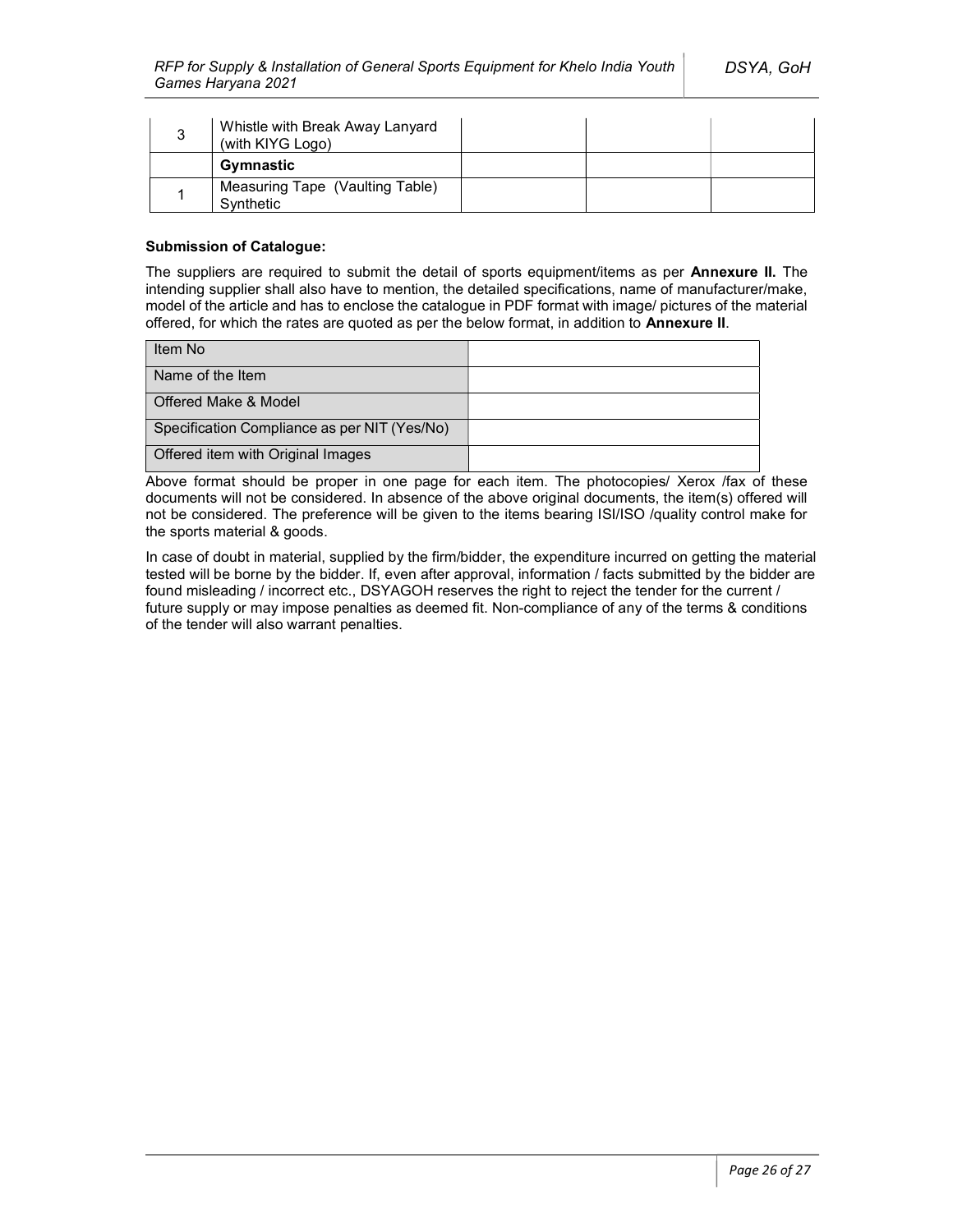| | | | | |
|---|---|---|---|---|
| 3 | Whistle with Break Away Lanyard (with KIYG Logo) | | | |
| | **Gymnastic** | | | |
| 1 | Measuring Tape (Vaulting Table) Synthetic | | | |

**Submission of Catalogue:**

The suppliers are required to submit the detail of sports equipment/items as per **Annexure II.** The intending supplier shall also have to mention, the detailed specifications, name of manufacturer/make, model of the article and has to enclose the catalogue in PDF format with image/ pictures of the material offered, for which the rates are quoted as per the below format, in addition to **Annexure II**.

| | |
|---|---|
| Item No | |
| Name of the Item | |
| Offered Make & Model | |
| Specification Compliance as per NIT (Yes/No) | |
| Offered item with Original Images | |

Above format should be proper in one page for each item. The photocopies/ Xerox /fax of these documents will not be considered. In absence of the above original documents, the item(s) offered will not be considered. The preference will be given to the items bearing ISI/ISO /quality control make for the sports material & goods.

In case of doubt in material, supplied by the firm/bidder, the expenditure incurred on getting the material tested will be borne by the bidder. If, even after approval, information / facts submitted by the bidder are found misleading / incorrect etc., DSYAGOH reserves the right to reject the tender for the current / future supply or may impose penalties as deemed fit. Non-compliance of any of the terms & conditions of the tender will also warrant penalties.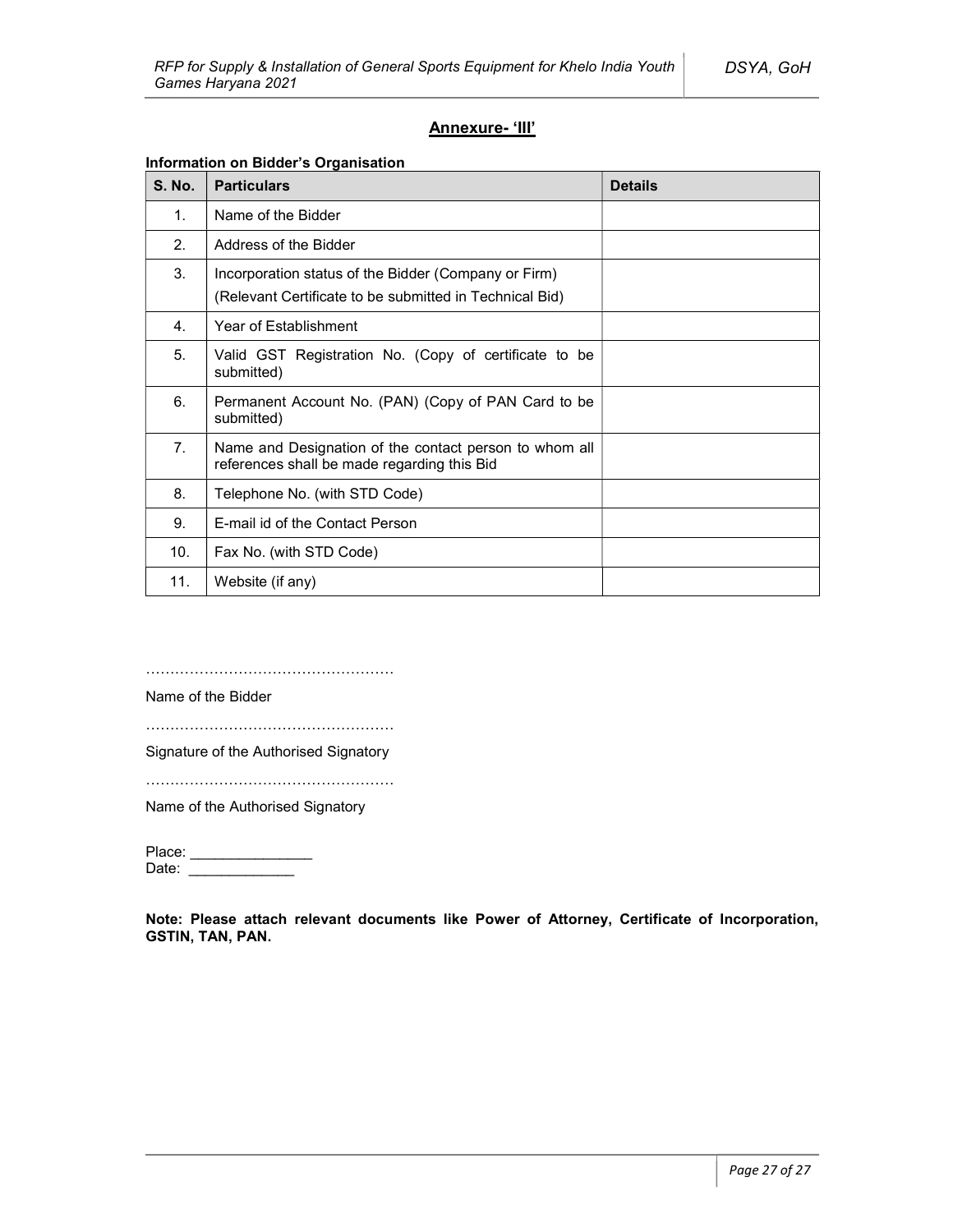## Annexure- 'III'

**Information on Bidder's Organisation**

| S. No. | Particulars | Details |
|---|---|---|
| 1. | Name of the Bidder | |
| 2. | Address of the Bidder | |
| 3. | Incorporation status of the Bidder (Company or Firm) (Relevant Certificate to be submitted in Technical Bid) | |
| 4. | Year of Establishment | |
| 5. | Valid GST Registration No. (Copy of certificate to be submitted) | |
| 6. | Permanent Account No. (PAN) (Copy of PAN Card to be submitted) | |
| 7. | Name and Designation of the contact person to whom all references shall be made regarding this Bid | |
| 8. | Telephone No. (with STD Code) | |
| 9. | E-mail id of the Contact Person | |
| 10. | Fax No. (with STD Code) | |
| 11. | Website (if any) | |

……………………………………………

Name of the Bidder

……………………………………………

Signature of the Authorised Signatory

……………………………………………

Name of the Authorised Signatory

Place: _______________

Date: _____________

**Note: Please attach relevant documents like Power of Attorney, Certificate of Incorporation, GSTIN, TAN, PAN.**